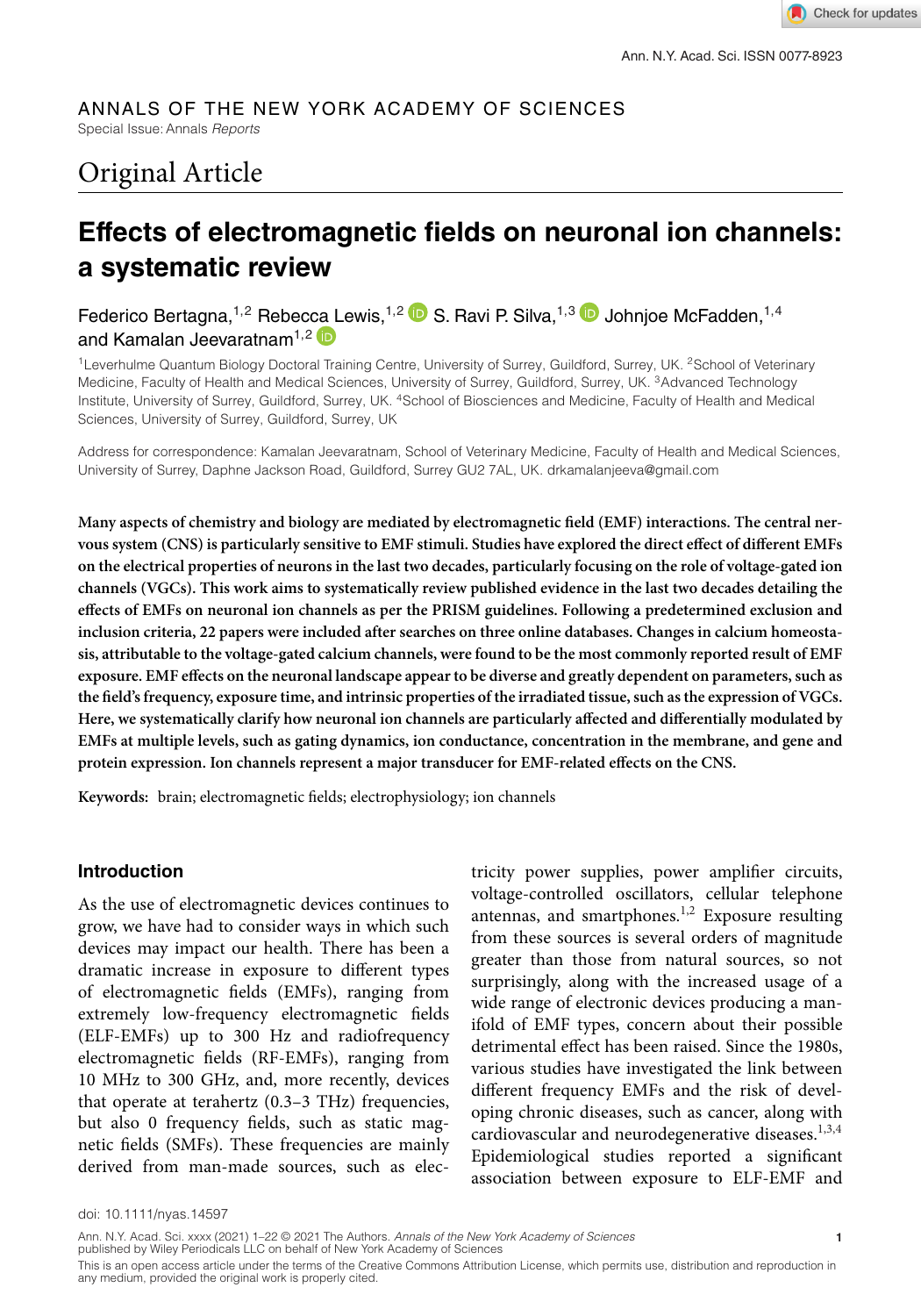ANNALS OF THE NEW YORK ACADEMY OF SCIENCES

Special Issue: Annals *Reports*

## Original Article

# Effects of electromagnetic fields on neuronal ion channels: a systematic review

Federico Bertagna,[1,2] Rebecca Lewis,[1,2] S. Ravi P. Silva,[1,3] Johnjoe McFadden,[1,4] and Kamalan Jeevaratnam[1,2]

[1]Leverhulme Quantum Biology Doctoral Training Centre, University of Surrey, Guildford, Surrey, UK. [2]School of Veterinary Medicine, Faculty of Health and Medical Sciences, University of Surrey, Guildford, Surrey, UK. [3]Advanced Technology Institute, University of Surrey, Guildford, Surrey, UK. [4]School of Biosciences and Medicine, Faculty of Health and Medical Sciences, University of Surrey, Guildford, Surrey, UK

Address for correspondence: Kamalan Jeevaratnam, School of Veterinary Medicine, Faculty of Health and Medical Sciences, University of Surrey, Daphne Jackson Road, Guildford, Surrey GU2 7AL, UK. drkamalanjeeva@gmail.com

**Many aspects of chemistry and biology are mediated by electromagnetic field (EMF) interactions. The central nervous system (CNS) is particularly sensitive to EMF stimuli. Studies have explored the direct effect of different EMFs on the electrical properties of neurons in the last two decades, particularly focusing on the role of voltage-gated ion channels (VGCs). This work aims to systematically review published evidence in the last two decades detailing the effects of EMFs on neuronal ion channels as per the PRISM guidelines. Following a predetermined exclusion and inclusion criteria, 22 papers were included after searches on three online databases. Changes in calcium homeostasis, attributable to the voltage-gated calcium channels, were found to be the most commonly reported result of EMF exposure. EMF effects on the neuronal landscape appear to be diverse and greatly dependent on parameters, such as the field's frequency, exposure time, and intrinsic properties of the irradiated tissue, such as the expression of VGCs. Here, we systematically clarify how neuronal ion channels are particularly affected and differentially modulated by EMFs at multiple levels, such as gating dynamics, ion conductance, concentration in the membrane, and gene and protein expression. Ion channels represent a major transducer for EMF-related effects on the CNS.**

**Keywords:** brain; electromagnetic fields; electrophysiology; ion channels

## Introduction

As the use of electromagnetic devices continues to grow, we have had to consider ways in which such devices may impact our health. There has been a dramatic increase in exposure to different types of electromagnetic fields (EMFs), ranging from extremely low-frequency electromagnetic fields (ELF-EMFs) up to 300 Hz and radiofrequency electromagnetic fields (RF-EMFs), ranging from 10 MHz to 300 GHz, and, more recently, devices that operate at terahertz (0.3–3 THz) frequencies, but also 0 frequency fields, such as static magnetic fields (SMFs). These frequencies are mainly derived from man-made sources, such as electricity power supplies, power amplifier circuits, voltage-controlled oscillators, cellular telephone antennas, and smartphones.[1,2] Exposure resulting from these sources is several orders of magnitude greater than those from natural sources, so not surprisingly, along with the increased usage of a wide range of electronic devices producing a manifold of EMF types, concern about their possible detrimental effect has been raised. Since the 1980s, various studies have investigated the link between different frequency EMFs and the risk of developing chronic diseases, such as cancer, along with cardiovascular and neurodegenerative diseases.[1,3,4] Epidemiological studies reported a significant association between exposure to ELF-EMF and

doi: 10.1111/nyas.14597

This is an open access article under the terms of the Creative Commons Attribution License, which permits use, distribution and reproduction in any medium, provided the original work is properly cited.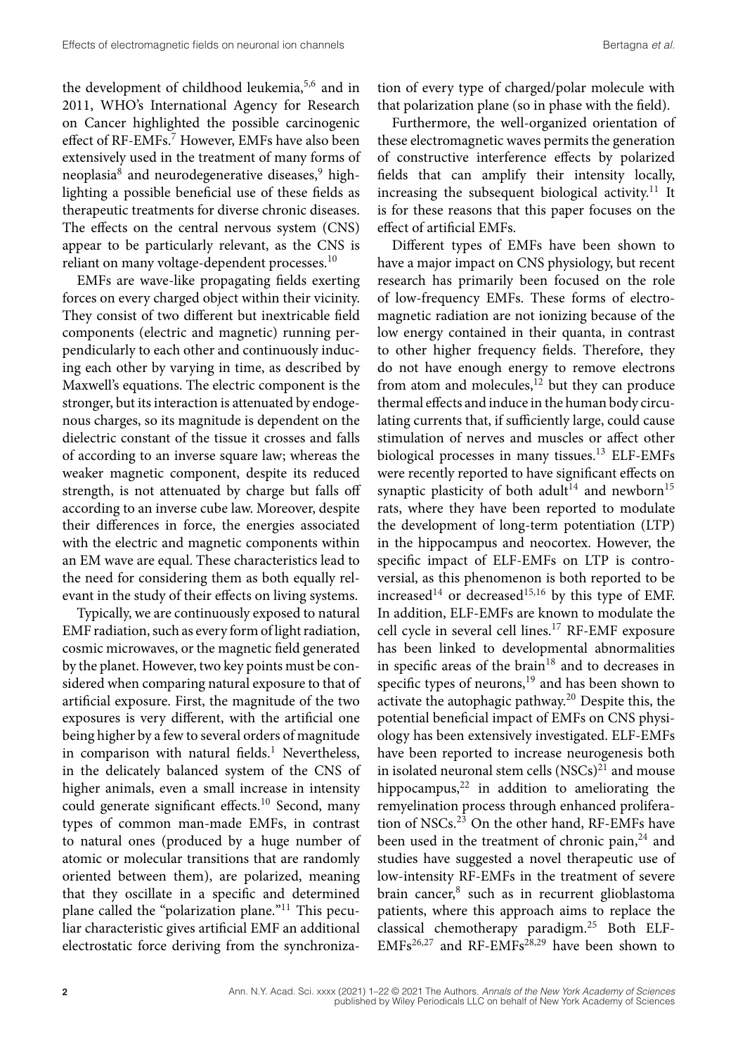the development of childhood leukemia,[5,6] and in 2011, WHO's International Agency for Research on Cancer highlighted the possible carcinogenic effect of RF-EMFs.[7] However, EMFs have also been extensively used in the treatment of many forms of neoplasia[8] and neurodegenerative diseases,[9] highlighting a possible beneficial use of these fields as therapeutic treatments for diverse chronic diseases. The effects on the central nervous system (CNS) appear to be particularly relevant, as the CNS is reliant on many voltage-dependent processes.[10]

EMFs are wave-like propagating fields exerting forces on every charged object within their vicinity. They consist of two different but inextricable field components (electric and magnetic) running perpendicularly to each other and continuously inducing each other by varying in time, as described by Maxwell's equations. The electric component is the stronger, but its interaction is attenuated by endogenous charges, so its magnitude is dependent on the dielectric constant of the tissue it crosses and falls of according to an inverse square law; whereas the weaker magnetic component, despite its reduced strength, is not attenuated by charge but falls off according to an inverse cube law. Moreover, despite their differences in force, the energies associated with the electric and magnetic components within an EM wave are equal. These characteristics lead to the need for considering them as both equally relevant in the study of their effects on living systems.

Typically, we are continuously exposed to natural EMF radiation, such as every form of light radiation, cosmic microwaves, or the magnetic field generated by the planet. However, two key points must be considered when comparing natural exposure to that of artificial exposure. First, the magnitude of the two exposures is very different, with the artificial one being higher by a few to several orders of magnitude in comparison with natural fields.[1] Nevertheless, in the delicately balanced system of the CNS of higher animals, even a small increase in intensity could generate significant effects.[10] Second, many types of common man-made EMFs, in contrast to natural ones (produced by a huge number of atomic or molecular transitions that are randomly oriented between them), are polarized, meaning that they oscillate in a specific and determined plane called the "polarization plane."[11] This peculiar characteristic gives artificial EMF an additional electrostatic force deriving from the synchronization of every type of charged/polar molecule with that polarization plane (so in phase with the field).

Furthermore, the well-organized orientation of these electromagnetic waves permits the generation of constructive interference effects by polarized fields that can amplify their intensity locally, increasing the subsequent biological activity.[11] It is for these reasons that this paper focuses on the effect of artificial EMFs.

Different types of EMFs have been shown to have a major impact on CNS physiology, but recent research has primarily been focused on the role of low-frequency EMFs. These forms of electromagnetic radiation are not ionizing because of the low energy contained in their quanta, in contrast to other higher frequency fields. Therefore, they do not have enough energy to remove electrons from atom and molecules,[12] but they can produce thermal effects and induce in the human body circulating currents that, if sufficiently large, could cause stimulation of nerves and muscles or affect other biological processes in many tissues.[13] ELF-EMFs were recently reported to have significant effects on synaptic plasticity of both adult[14] and newborn[15] rats, where they have been reported to modulate the development of long-term potentiation (LTP) in the hippocampus and neocortex. However, the specific impact of ELF-EMFs on LTP is controversial, as this phenomenon is both reported to be increased[14] or decreased[15,16] by this type of EMF. In addition, ELF-EMFs are known to modulate the cell cycle in several cell lines.[17] RF-EMF exposure has been linked to developmental abnormalities in specific areas of the brain[18] and to decreases in specific types of neurons,[19] and has been shown to activate the autophagic pathway.[20] Despite this, the potential beneficial impact of EMFs on CNS physiology has been extensively investigated. ELF-EMFs have been reported to increase neurogenesis both in isolated neuronal stem cells (NSCs)[21] and mouse hippocampus,[22] in addition to ameliorating the remyelination process through enhanced proliferation of NSCs.[23] On the other hand, RF-EMFs have been used in the treatment of chronic pain,[24] and studies have suggested a novel therapeutic use of low-intensity RF-EMFs in the treatment of severe brain cancer,[8] such as in recurrent glioblastoma patients, where this approach aims to replace the classical chemotherapy paradigm.[25] Both ELF-EMFs[26,27] and RF-EMFs[28,29] have been shown to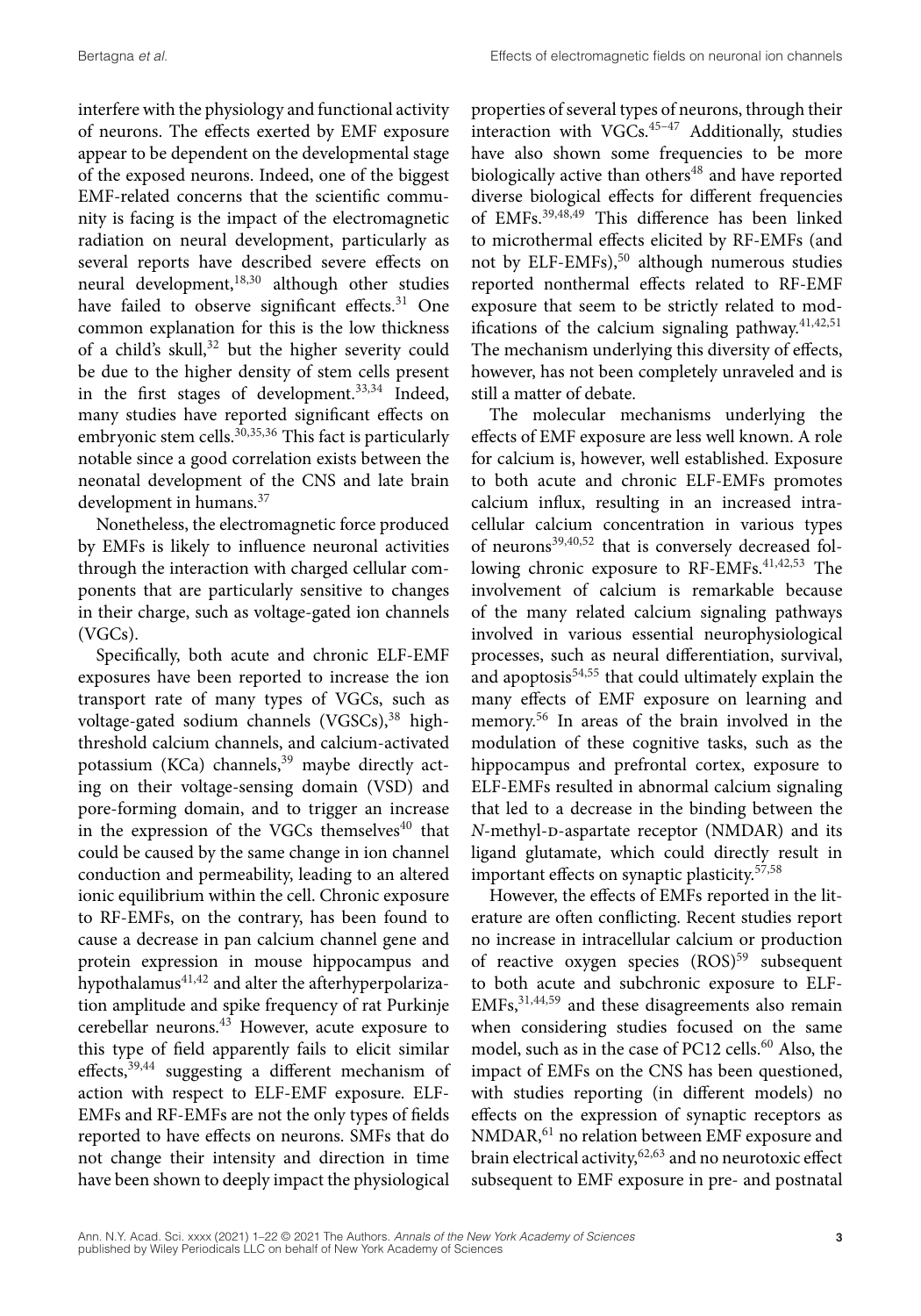interfere with the physiology and functional activity of neurons. The effects exerted by EMF exposure appear to be dependent on the developmental stage of the exposed neurons. Indeed, one of the biggest EMF-related concerns that the scientific community is facing is the impact of the electromagnetic radiation on neural development, particularly as several reports have described severe effects on neural development,[18,30] although other studies have failed to observe significant effects.[31] One common explanation for this is the low thickness of a child's skull,[32] but the higher severity could be due to the higher density of stem cells present in the first stages of development.[33,34] Indeed, many studies have reported significant effects on embryonic stem cells.[30,35,36] This fact is particularly notable since a good correlation exists between the neonatal development of the CNS and late brain development in humans.[37]

Nonetheless, the electromagnetic force produced by EMFs is likely to influence neuronal activities through the interaction with charged cellular components that are particularly sensitive to changes in their charge, such as voltage-gated ion channels (VGCs).

Specifically, both acute and chronic ELF-EMF exposures have been reported to increase the ion transport rate of many types of VGCs, such as voltage-gated sodium channels (VGSCs),[38] high-threshold calcium channels, and calcium-activated potassium (KCa) channels,[39] maybe directly acting on their voltage-sensing domain (VSD) and pore-forming domain, and to trigger an increase in the expression of the VGCs themselves[40] that could be caused by the same change in ion channel conduction and permeability, leading to an altered ionic equilibrium within the cell. Chronic exposure to RF-EMFs, on the contrary, has been found to cause a decrease in pan calcium channel gene and protein expression in mouse hippocampus and hypothalamus[41,42] and alter the afterhyperpolarization amplitude and spike frequency of rat Purkinje cerebellar neurons.[43] However, acute exposure to this type of field apparently fails to elicit similar effects,[39,44] suggesting a different mechanism of action with respect to ELF-EMF exposure. ELF-EMFs and RF-EMFs are not the only types of fields reported to have effects on neurons. SMFs that do not change their intensity and direction in time have been shown to deeply impact the physiological properties of several types of neurons, through their interaction with VGCs.[45–47] Additionally, studies have also shown some frequencies to be more biologically active than others[48] and have reported diverse biological effects for different frequencies of EMFs.[39,48,49] This difference has been linked to microthermal effects elicited by RF-EMFs (and not by ELF-EMFs),[50] although numerous studies reported nonthermal effects related to RF-EMF exposure that seem to be strictly related to modifications of the calcium signaling pathway.[41,42,51] The mechanism underlying this diversity of effects, however, has not been completely unraveled and is still a matter of debate.

The molecular mechanisms underlying the effects of EMF exposure are less well known. A role for calcium is, however, well established. Exposure to both acute and chronic ELF-EMFs promotes calcium influx, resulting in an increased intracellular calcium concentration in various types of neurons[39,40,52] that is conversely decreased following chronic exposure to RF-EMFs.[41,42,53] The involvement of calcium is remarkable because of the many related calcium signaling pathways involved in various essential neurophysiological processes, such as neural differentiation, survival, and apoptosis[54,55] that could ultimately explain the many effects of EMF exposure on learning and memory.[56] In areas of the brain involved in the modulation of these cognitive tasks, such as the hippocampus and prefrontal cortex, exposure to ELF-EMFs resulted in abnormal calcium signaling that led to a decrease in the binding between the *N*-methyl-D-aspartate receptor (NMDAR) and its ligand glutamate, which could directly result in important effects on synaptic plasticity.[57,58]

However, the effects of EMFs reported in the literature are often conflicting. Recent studies report no increase in intracellular calcium or production of reactive oxygen species (ROS)[59] subsequent to both acute and subchronic exposure to ELF-EMFs,[31,44,59] and these disagreements also remain when considering studies focused on the same model, such as in the case of PC12 cells.[60] Also, the impact of EMFs on the CNS has been questioned, with studies reporting (in different models) no effects on the expression of synaptic receptors as NMDAR,[61] no relation between EMF exposure and brain electrical activity,[62,63] and no neurotoxic effect subsequent to EMF exposure in pre- and postnatal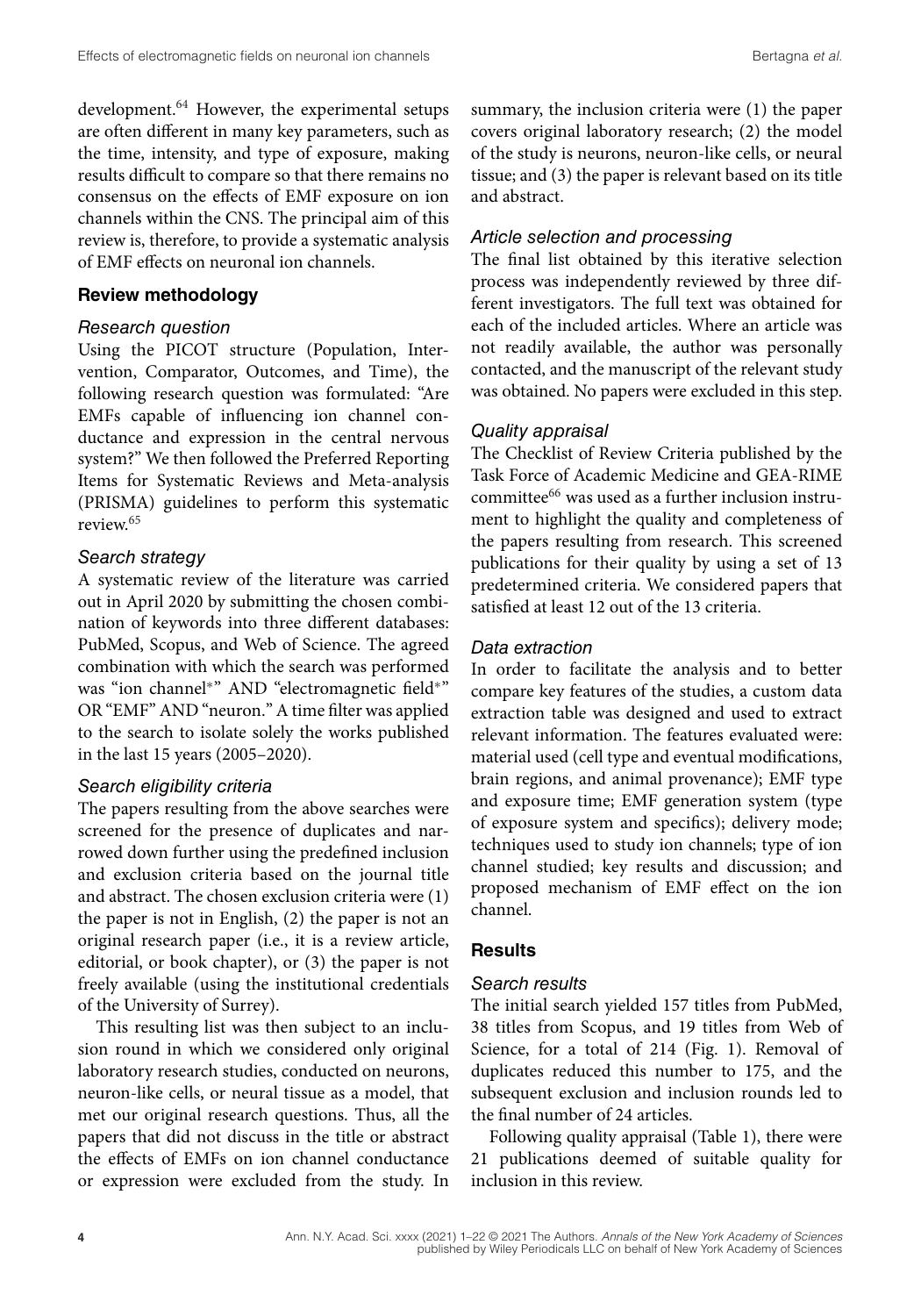development.[64] However, the experimental setups are often different in many key parameters, such as the time, intensity, and type of exposure, making results difficult to compare so that there remains no consensus on the effects of EMF exposure on ion channels within the CNS. The principal aim of this review is, therefore, to provide a systematic analysis of EMF effects on neuronal ion channels.

## Review methodology

### Research question

Using the PICOT structure (Population, Intervention, Comparator, Outcomes, and Time), the following research question was formulated: "Are EMFs capable of influencing ion channel conductance and expression in the central nervous system?" We then followed the Preferred Reporting Items for Systematic Reviews and Meta-analysis (PRISMA) guidelines to perform this systematic review.[65]

### Search strategy

A systematic review of the literature was carried out in April 2020 by submitting the chosen combination of keywords into three different databases: PubMed, Scopus, and Web of Science. The agreed combination with which the search was performed was "ion channel*" AND "electromagnetic field*" OR "EMF" AND "neuron." A time filter was applied to the search to isolate solely the works published in the last 15 years (2005–2020).

### Search eligibility criteria

The papers resulting from the above searches were screened for the presence of duplicates and narrowed down further using the predefined inclusion and exclusion criteria based on the journal title and abstract. The chosen exclusion criteria were (1) the paper is not in English, (2) the paper is not an original research paper (i.e., it is a review article, editorial, or book chapter), or (3) the paper is not freely available (using the institutional credentials of the University of Surrey).

This resulting list was then subject to an inclusion round in which we considered only original laboratory research studies, conducted on neurons, neuron-like cells, or neural tissue as a model, that met our original research questions. Thus, all the papers that did not discuss in the title or abstract the effects of EMFs on ion channel conductance or expression were excluded from the study. In summary, the inclusion criteria were (1) the paper covers original laboratory research; (2) the model of the study is neurons, neuron-like cells, or neural tissue; and (3) the paper is relevant based on its title and abstract.

### Article selection and processing

The final list obtained by this iterative selection process was independently reviewed by three different investigators. The full text was obtained for each of the included articles. Where an article was not readily available, the author was personally contacted, and the manuscript of the relevant study was obtained. No papers were excluded in this step.

### Quality appraisal

The Checklist of Review Criteria published by the Task Force of Academic Medicine and GEA-RIME committee[66] was used as a further inclusion instrument to highlight the quality and completeness of the papers resulting from research. This screened publications for their quality by using a set of 13 predetermined criteria. We considered papers that satisfied at least 12 out of the 13 criteria.

### Data extraction

In order to facilitate the analysis and to better compare key features of the studies, a custom data extraction table was designed and used to extract relevant information. The features evaluated were: material used (cell type and eventual modifications, brain regions, and animal provenance); EMF type and exposure time; EMF generation system (type of exposure system and specifics); delivery mode; techniques used to study ion channels; type of ion channel studied; key results and discussion; and proposed mechanism of EMF effect on the ion channel.

## Results

### Search results

The initial search yielded 157 titles from PubMed, 38 titles from Scopus, and 19 titles from Web of Science, for a total of 214 (Fig. 1). Removal of duplicates reduced this number to 175, and the subsequent exclusion and inclusion rounds led to the final number of 24 articles.

Following quality appraisal (Table 1), there were 21 publications deemed of suitable quality for inclusion in this review.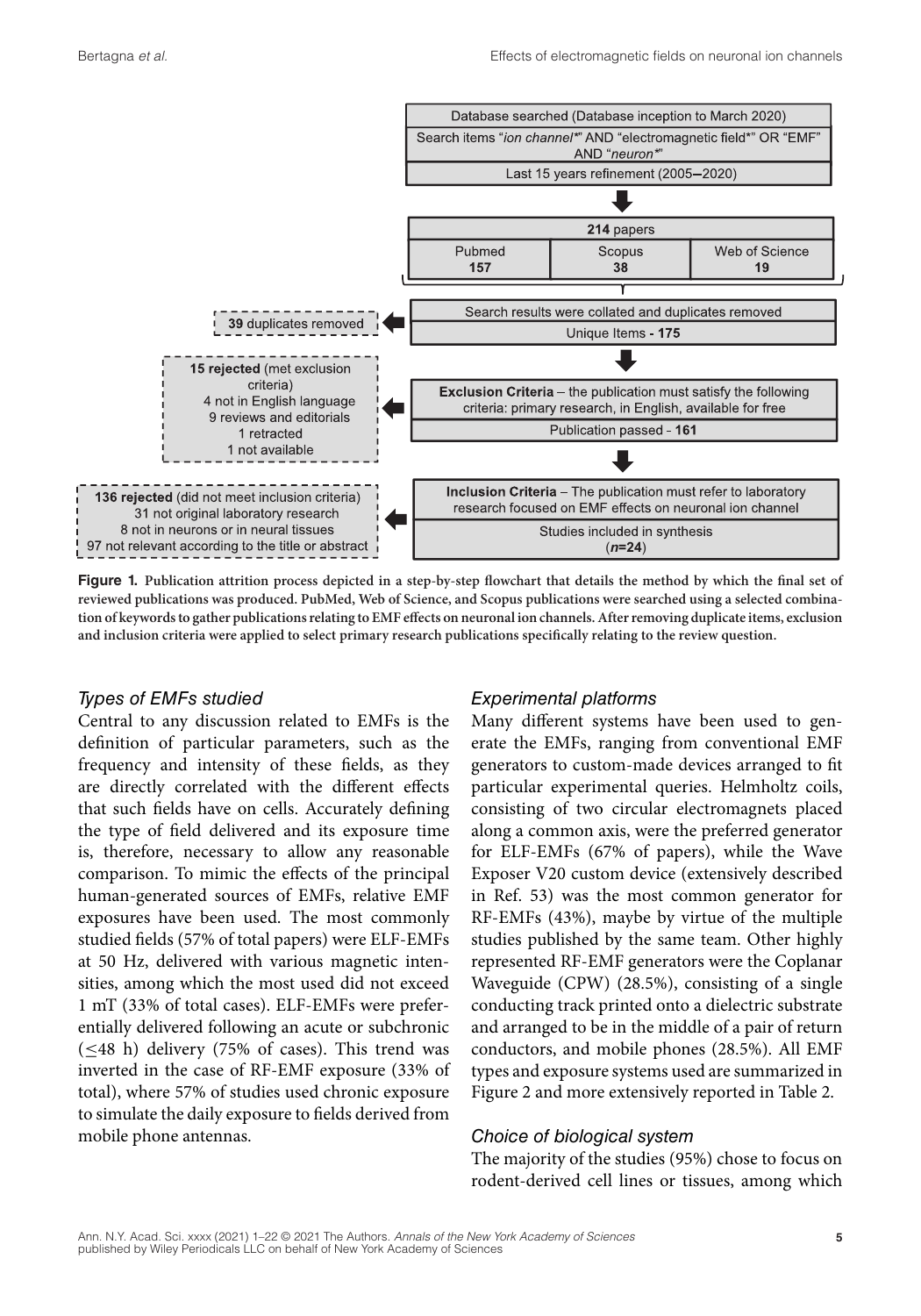Database searched (Database inception to March 2020)

Search items "*ion channel**" AND "electromagnetic field*" OR "EMF" AND "*neuron**"

Last 15 years refinement (2005–2020)

**214** papers

| Pubmed | Scopus | Web of Science |
| --- | --- | --- |
| **157** | **38** | **19** |

Search results were collated and duplicates removed

Unique Items **- 175**

**39** duplicates removed

**Exclusion Criteria** – the publication must satisfy the following criteria: primary research, in English, available for free

Publication passed **- 161**

**15 rejected** (met exclusion criteria)
4 not in English language
9 reviews and editorials
1 retracted
1 not available

**Inclusion Criteria** – The publication must refer to laboratory research focused on EMF effects on neuronal ion channel

Studies included in synthesis
(***n*=24**)

**136 rejected** (did not meet inclusion criteria)
31 not original laboratory research
8 not in neurons or in neural tissues
97 not relevant according to the title or abstract

**Figure 1. Publication attrition process depicted in a step-by-step flowchart that details the method by which the final set of reviewed publications was produced. PubMed, Web of Science, and Scopus publications were searched using a selected combination of keywords to gather publications relating to EMF effects on neuronal ion channels. After removing duplicate items, exclusion and inclusion criteria were applied to select primary research publications specifically relating to the review question.**

### *Types of EMFs studied*

Central to any discussion related to EMFs is the definition of particular parameters, such as the frequency and intensity of these fields, as they are directly correlated with the different effects that such fields have on cells. Accurately defining the type of field delivered and its exposure time is, therefore, necessary to allow any reasonable comparison. To mimic the effects of the principal human-generated sources of EMFs, relative EMF exposures have been used. The most commonly studied fields (57% of total papers) were ELF-EMFs at 50 Hz, delivered with various magnetic intensities, among which the most used did not exceed 1 mT (33% of total cases). ELF-EMFs were preferentially delivered following an acute or subchronic ($\leq$48 h) delivery (75% of cases). This trend was inverted in the case of RF-EMF exposure (33% of total), where 57% of studies used chronic exposure to simulate the daily exposure to fields derived from mobile phone antennas.

### *Experimental platforms*

Many different systems have been used to generate the EMFs, ranging from conventional EMF generators to custom-made devices arranged to fit particular experimental queries. Helmholtz coils, consisting of two circular electromagnets placed along a common axis, were the preferred generator for ELF-EMFs (67% of papers), while the Wave Exposer V20 custom device (extensively described in Ref. 53) was the most common generator for RF-EMFs (43%), maybe by virtue of the multiple studies published by the same team. Other highly represented RF-EMF generators were the Coplanar Waveguide (CPW) (28.5%), consisting of a single conducting track printed onto a dielectric substrate and arranged to be in the middle of a pair of return conductors, and mobile phones (28.5%). All EMF types and exposure systems used are summarized in Figure 2 and more extensively reported in Table 2.

### *Choice of biological system*

The majority of the studies (95%) chose to focus on rodent-derived cell lines or tissues, among which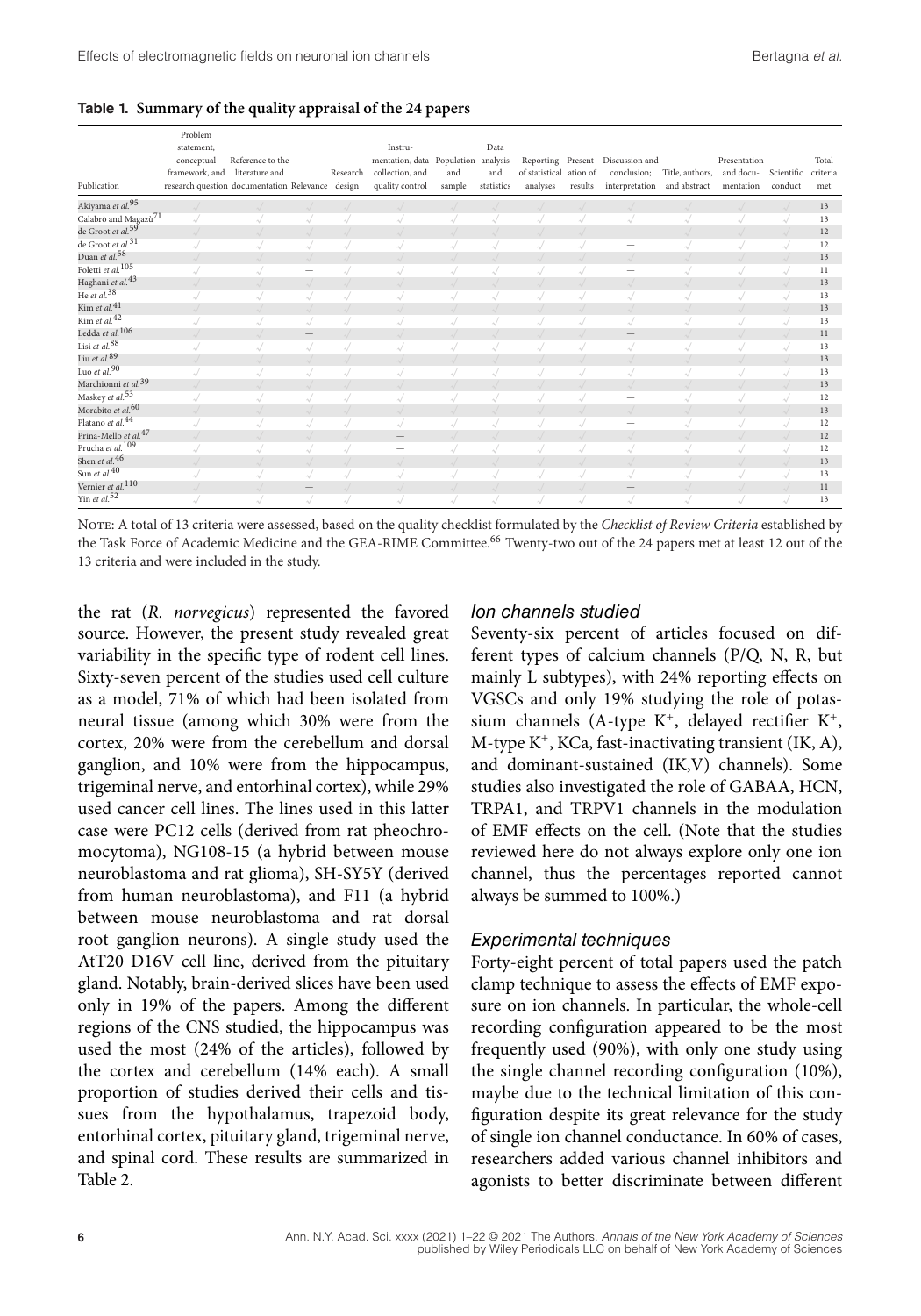**Table 1. Summary of the quality appraisal of the 24 papers**

| Publication | Problem statement, conceptual framework, and research question | Reference to the literature and documentation | Relevance | Research design | Instrumentation, data collection, and quality control | Population and sample | Data analysis and statistics | Reporting of statistical analyses | Presentation of results | Discussion and conclusion; interpretation | Title, authors, and abstract | Presentation and documentation | Scientific conduct | Total criteria met |
|---|---|---|---|---|---|---|---|---|---|---|---|---|---|---|
| Akiyama *et al.*[95] | √ | √ | √ | √ | √ | √ | √ | √ | √ | √ | √ | √ | √ | 13 |
| Calabrò and Magazù[71] | √ | √ | √ | √ | √ | √ | √ | √ | √ | √ | √ | √ | √ | 13 |
| de Groot *et al.*[59] | √ | √ | √ | √ | √ | √ | √ | √ | √ | — | √ | √ | √ | 12 |
| de Groot *et al.*[31] | √ | √ | √ | √ | √ | √ | √ | √ | √ | — | √ | √ | √ | 12 |
| Duan *et al.*[58] | √ | √ | √ | √ | √ | √ | √ | √ | √ | √ | √ | √ | √ | 13 |
| Foletti *et al.*[105] | √ | √ | — | √ | √ | √ | √ | √ | √ | — | √ | √ | √ | 11 |
| Haghani *et al.*[43] | √ | √ | √ | √ | √ | √ | √ | √ | √ | √ | √ | √ | √ | 13 |
| He *et al.*[38] | √ | √ | √ | √ | √ | √ | √ | √ | √ | √ | √ | √ | √ | 13 |
| Kim *et al.*[41] | √ | √ | √ | √ | √ | √ | √ | √ | √ | √ | √ | √ | √ | 13 |
| Kim *et al.*[42] | √ | √ | √ | √ | √ | √ | √ | √ | √ | √ | √ | √ | √ | 13 |
| Ledda *et al.*[106] | √ | √ | — | √ | √ | √ | √ | √ | √ | — | √ | √ | √ | 11 |
| Lisi *et al.*[88] | √ | √ | √ | √ | √ | √ | √ | √ | √ | √ | √ | √ | √ | 13 |
| Liu *et al.*[89] | √ | √ | √ | √ | √ | √ | √ | √ | √ | √ | √ | √ | √ | 13 |
| Luo *et al.*[90] | √ | √ | √ | √ | √ | √ | √ | √ | √ | √ | √ | √ | √ | 13 |
| Marchionni *et al.*[39] | √ | √ | √ | √ | √ | √ | √ | √ | √ | √ | √ | √ | √ | 13 |
| Maskey *et al.*[53] | √ | √ | √ | √ | √ | √ | √ | √ | √ | — | √ | √ | √ | 12 |
| Morabito *et al.*[60] | √ | √ | √ | √ | √ | √ | √ | √ | √ | √ | √ | √ | √ | 13 |
| Platano *et al.*[44] | √ | √ | √ | √ | √ | √ | √ | √ | √ | — | √ | √ | √ | 12 |
| Prina-Mello *et al.*[47] | √ | √ | √ | √ | — | √ | √ | √ | √ | √ | √ | √ | √ | 12 |
| Prucha *et al.*[109] | √ | √ | √ | √ | — | √ | √ | √ | √ | √ | √ | √ | √ | 12 |
| Shen *et al.*[46] | √ | √ | √ | √ | √ | √ | √ | √ | √ | √ | √ | √ | √ | 13 |
| Sun *et al.*[40] | √ | √ | √ | √ | √ | √ | √ | √ | √ | √ | √ | √ | √ | 13 |
| Vernier *et al.*[110] | √ | √ | — | √ | √ | √ | √ | √ | √ | — | √ | √ | √ | 11 |
| Yin *et al.*[52] | √ | √ | √ | √ | √ | √ | √ | √ | √ | √ | √ | √ | √ | 13 |

NOTE: A total of 13 criteria were assessed, based on the quality checklist formulated by the *Checklist of Review Criteria* established by the Task Force of Academic Medicine and the GEA-RIME Committee.[66] Twenty-two out of the 24 papers met at least 12 out of the 13 criteria and were included in the study.

the rat (*R. norvegicus*) represented the favored source. However, the present study revealed great variability in the specific type of rodent cell lines. Sixty-seven percent of the studies used cell culture as a model, 71% of which had been isolated from neural tissue (among which 30% were from the cortex, 20% were from the cerebellum and dorsal ganglion, and 10% were from the hippocampus, trigeminal nerve, and entorhinal cortex), while 29% used cancer cell lines. The lines used in this latter case were PC12 cells (derived from rat pheochromocytoma), NG108-15 (a hybrid between mouse neuroblastoma and rat glioma), SH-SY5Y (derived from human neuroblastoma), and F11 (a hybrid between mouse neuroblastoma and rat dorsal root ganglion neurons). A single study used the AtT20 D16V cell line, derived from the pituitary gland. Notably, brain-derived slices have been used only in 19% of the papers. Among the different regions of the CNS studied, the hippocampus was used the most (24% of the articles), followed by the cortex and cerebellum (14% each). A small proportion of studies derived their cells and tissues from the hypothalamus, trapezoid body, entorhinal cortex, pituitary gland, trigeminal nerve, and spinal cord. These results are summarized in Table 2.

### Ion channels studied

Seventy-six percent of articles focused on different types of calcium channels (P/Q, N, R, but mainly L subtypes), with 24% reporting effects on VGSCs and only 19% studying the role of potassium channels (A-type $K^+$, delayed rectifier $K^+$, M-type $K^+$, KCa, fast-inactivating transient (IK, A), and dominant-sustained (IK,V) channels). Some studies also investigated the role of GABAA, HCN, TRPA1, and TRPV1 channels in the modulation of EMF effects on the cell. (Note that the studies reviewed here do not always explore only one ion channel, thus the percentages reported cannot always be summed to 100%.)

### Experimental techniques

Forty-eight percent of total papers used the patch clamp technique to assess the effects of EMF exposure on ion channels. In particular, the whole-cell recording configuration appeared to be the most frequently used (90%), with only one study using the single channel recording configuration (10%), maybe due to the technical limitation of this configuration despite its great relevance for the study of single ion channel conductance. In 60% of cases, researchers added various channel inhibitors and agonists to better discriminate between different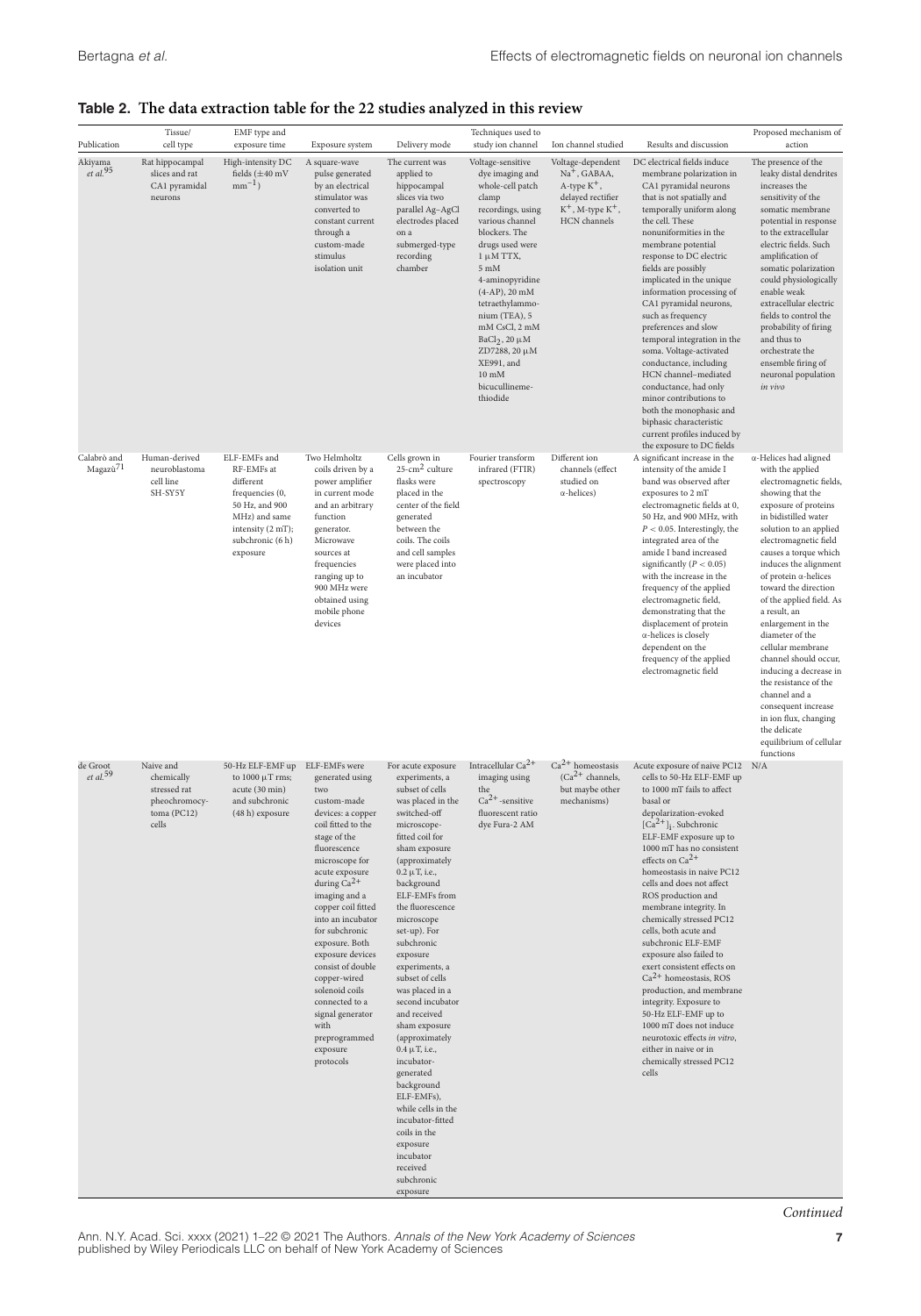**Table 2. The data extraction table for the 22 studies analyzed in this review**

| Publication | Tissue/ cell type | EMF type and exposure time | Exposure system | Delivery mode | Techniques used to study ion channel | Ion channel studied | Results and discussion | Proposed mechanism of action |
|---|---|---|---|---|---|---|---|---|
| Akiyama *et al.*[95] | Rat hippocampal slices and rat CA1 pyramidal neurons | High-intensity DC fields (±40 mV $mm^{-1}$) | A square-wave pulse generated by an electrical stimulator was converted to constant current through a custom-made stimulus isolation unit | The current was applied to hippocampal slices via two parallel Ag–AgCl electrodes placed on a submerged-type recording chamber | Voltage-sensitive dye imaging and whole-cell patch clamp recordings, using various channel blockers. The drugs used were 1 μM TTX, 5 mM 4-aminopyridine (4-AP), 20 mM tetraethylammonium (TEA), 5 mM CsCl, 2 mM $BaCl_2$, 20 μM ZD7288, 20 μM XE991, and 10 mM bicucullinemethiodide | Voltage-dependent $Na^+$, GABAA, A-type $K^+$, delayed rectifier $K^+$, M-type $K^+$, HCN channels | DC electrical fields induce membrane polarization in CA1 pyramidal neurons that is not spatially and temporally uniform along the cell. These nonuniformities in the membrane potential response to DC electric fields are possibly implicated in the unique information processing of CA1 pyramidal neurons, such as frequency preferences and slow temporal integration in the soma. Voltage-activated conductance, including HCN channel–mediated conductance, had only minor contributions to both the monophasic and biphasic characteristic current profiles induced by the exposure to DC fields | The presence of the leaky distal dendrites increases the sensitivity of the somatic membrane potential in response to the extracellular electric fields. Such amplification of somatic polarization could physiologically enable weak extracellular electric fields to control the probability of firing and thus to orchestrate the ensemble firing of neuronal population *in vivo* |
| Calabrò and Magazù[71] | Human-derived neuroblastoma cell line SH-SY5Y | ELF-EMFs and RF-EMFs at different frequencies (0, 50 Hz, and 900 MHz) and same intensity (2 mT); subchronic (6 h) exposure | Two Helmholtz coils driven by a power amplifier in current mode and an arbitrary function generator. Microwave sources at frequencies ranging up to 900 MHz were obtained using mobile phone devices | Cells grown in 25-$cm^2$ culture flasks were placed in the center of the field generated between the coils. The coils and cell samples were placed into an incubator | Fourier transform infrared (FTIR) spectroscopy | Different ion channels (effect studied on α-helices) | A significant increase in the intensity of the amide I band was observed after exposures to 2 mT electromagnetic fields at 0, 50 Hz, and 900 MHz, with $P < 0.05$. Interestingly, the integrated area of the amide I band increased significantly ($P < 0.05$) with the increase in the frequency of the applied electromagnetic field, demonstrating that the displacement of protein α-helices is closely dependent on the frequency of the applied electromagnetic field | α-Helices had aligned with the applied electromagnetic fields, showing that the exposure of proteins in bidistilled water solution to an applied electromagnetic field causes a torque which induces the alignment of protein α-helices toward the direction of the applied field. As a result, an enlargement in the diameter of the cellular membrane channel should occur, inducing a decrease in the resistance of the channel and a consequent increase in ion flux, changing the delicate equilibrium of cellular functions |
| de Groot *et al.*[59] | Naive and chemically stressed rat pheochromocytoma (PC12) cells | 50-Hz ELF-EMF up to 1000 μT rms; acute (30 min) and subchronic (48 h) exposure | ELF-EMFs were generated using two custom-made devices: a copper coil fitted to the stage of the fluorescence microscope for acute exposure during $Ca^{2+}$ imaging and a copper coil fitted into an incubator for subchronic exposure. Both exposure devices consist of double copper-wired solenoid coils connected to a signal generator with preprogrammed exposure protocols | For acute exposure experiments, a subset of cells was placed in the switched-off microscope-fitted coil for sham exposure (approximately 0.2 μT, i.e., background ELF-EMFs from the fluorescence microscope set-up). For subchronic exposure experiments, a subset of cells was placed in a second incubator and received sham exposure (approximately 0.4 μT, i.e., incubator-generated background ELF-EMFs), while cells in the incubator-fitted coils in the exposure incubator received subchronic exposure | Intracellular $Ca^{2+}$ imaging using the $Ca^{2+}$-sensitive fluorescent ratio dye Fura-2 AM | $Ca^{2+}$ homeostasis ($Ca^{2+}$ channels, but maybe other mechanisms) | Acute exposure of naive PC12 cells to 50-Hz ELF-EMF up to 1000 mT fails to affect basal or depolarization-evoked $[Ca^{2+}]_i$. Subchronic ELF-EMF exposure up to 1000 mT has no consistent effects on $Ca^{2+}$ homeostasis in naive PC12 cells and does not affect ROS production and membrane integrity. In chemically stressed PC12 cells, both acute and subchronic ELF-EMF exposure also failed to exert consistent effects on $Ca^{2+}$ homeostasis, ROS production, and membrane integrity. Exposure to 50-Hz ELF-EMF up to 1000 mT does not induce neurotoxic effects *in vitro*, either in naive or in chemically stressed PC12 cells | N/A |

*Continued*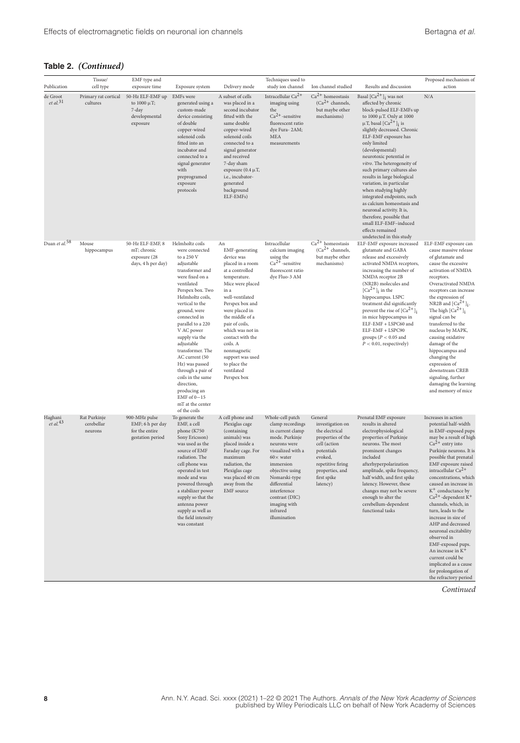**Table 2.** *(Continued)*

| Publication | Tissue/ cell type | EMF type and exposure time | Exposure system | Delivery mode | Techniques used to study ion channel | Ion channel studied | Results and discussion | Proposed mechanism of action |
|---|---|---|---|---|---|---|---|---|
| de Groot *et al.*[31] | Primary rat cortical cultures | 50-Hz ELF-EMF up to 1000 μT; 7-day developmental exposure | EMFs were generated using a custom-made device consisting of double copper-wired solenoid coils fitted into an incubator and connected to a signal generator with preprogramed exposure protocols | A subset of cells was placed in a second incubator fitted with the same double copper-wired solenoid coils connected to a signal generator and received 7-day sham exposure (0.4 μT, i.e., incubator-generated background ELF-EMFs) | Intracellular $Ca^{2+}$ imaging using the $Ca^{2+}$-sensitive fluorescent ratio dye Fura- 2AM; MEA measurements | $Ca^{2+}$ homeostasis ($Ca^{2+}$ channels, but maybe other mechanisms) | Basal $[Ca^{2+}]_i$ was not affected by chronic block-pulsed ELF-EMFs up to 1000 μT. Only at 1000 μT, basal $[Ca^{2+}]_i$ is slightly decreased. Chronic ELF-EMF exposure has only limited (developmental) neurotoxic potential *in vitro*. The heterogeneity of such primary cultures also results in large biological variation, in particular when studying highly integrated endpoints, such as calcium homeostasis and neuronal activity. It is, therefore, possible that small ELF-EMF–induced effects remained undetected in this study | N/A |
| Duan *et al.*[58] | Mouse hippocampus | 50-Hz ELF-EMF, 8 mT; chronic exposure (28 days, 4 h per day) | Helmholtz coils were connected to a 250 V adjustable transformer and were fixed on a ventilated Perspex box. Two Helmholtz coils, vertical to the ground, were connected in parallel to a 220 V AC power supply via the adjustable transformer. The AC current (50 Hz) was passed through a pair of coils in the same direction, producing an EMF of 0−15 mT at the center of the coils | An EMF-generating device was placed in a room at a controlled temperature. Mice were placed in a well-ventilated Perspex box and were placed in the middle of a pair of coils, which was not in contact with the coils. A nonmagnetic support was used to place the ventilated Perspex box | Intracellular calcium imaging using the $Ca^{2+}$-sensitive fluorescent ratio dye Fluo-3 AM | $Ca^{2+}$ homeostasis ($Ca^{2+}$ channels, but maybe other mechanisms) | ELF-EMF exposure increased glutamate and GABA release and excessively activated NMDA receptors, increasing the number of NMDA receptor 2B (NR2B) molecules and $[Ca^{2+}]_i$ in the hippocampus. LSPC treatment did significantly prevent the rise of $[Ca^{2+}]_i$ in mice hippocampus in ELF-EMF + LSPC60 and ELF-EMF + LSPC90 groups ($P < 0.05$ and $P < 0.01$, respectively) | ELF-EMF exposure can cause massive release of glutamate and cause the excessive activation of NMDA receptors. Overactivated NMDA receptors can increase the expression of NR2B and $[Ca^{2+}]_i$. The high $[Ca^{2+}]_i$ signal can be transferred to the nucleus by MAPK, causing oxidative damage of the hippocampus and changing the expression of downstream CREB signaling, further damaging the learning and memory of mice |
| Haghani *et al.*[43] | Rat Purkinje cerebellar neurons | 900-MHz pulse EMF; 6 h per day for the entire gestation period | To generate the EMF, a cell phone (K750 Sony Ericsson) was used as the source of EMF radiation. The cell phone was operated in test mode and was powered through a stabilizer power supply so that the antenna power supply as well as the field intensity was constant | A cell phone and Plexiglas cage (containing animals) was placed inside a Faraday cage. For maximum radiation, the Plexiglas cage was placed 40 cm away from the EMF source | Whole-cell patch clamp recordings in current clamp mode. Purkinje neurons were visualized with a 60× water immersion objective using Nomarski-type differential interference contrast (DIC) imaging with infrared illumination | General investigation on the electrical properties of the cell (action potentials evoked, repetitive firing properties, and first spike latency) | Prenatal EMF exposure results in altered electrophysiological properties of Purkinje neurons. The most prominent changes included afterhyperpolarization amplitude, spike frequency, half width, and first spike latency. However, these changes may not be severe enough to alter the cerebellum-dependent functional tasks | Increases in action potential half-width in EMF-exposed pups may be a result of high $Ca^{2+}$ entry into Purkinje neurons. It is possible that prenatal EMF exposure raised intracellular $Ca^{2+}$ concentrations, which caused an increase in $K^+$ conductance by $Ca^{2+}$-dependent $K^+$ channels, which, in turn, leads to the increase in size of AHP and decreased neuronal excitability observed in EMF-exposed pups. An increase in $K^+$ current could be implicated as a cause for prolongation of the refractory period |

*Continued*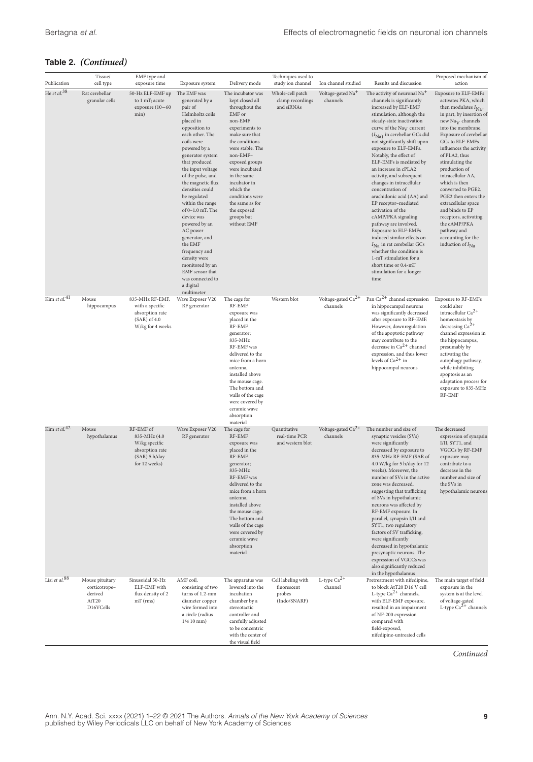**Table 2.** *(Continued)*

| Publication | Tissue/ cell type | EMF type and exposure time | Exposure system | Delivery mode | Techniques used to study ion channel | Ion channel studied | Results and discussion | Proposed mechanism of action |
|---|---|---|---|---|---|---|---|---|
| He *et al.*[38] | Rat cerebellar granular cells | 50-Hz ELF-EMF up to 1 mT; acute exposure (10−60 min) | The EMF was generated by a pair of Helmholtz coils placed in opposition to each other. The coils were powered by a generator system that produced the input voltage of the pulse, and the magnetic flux densities could be regulated within the range of 0–1.0 mT. The device was powered by an AC power generator, and the EMF frequency and density were monitored by an EMF sensor that was connected to a digital multimeter | The incubator was kept closed all throughout the EMF or non-EMF experiments to make sure that the conditions were stable. The non-EMF–exposed groups were incubated in the same incubator in which the conditions were the same as for the exposed groups but without EMF | Whole-cell patch clamp recordings and siRNAs | Voltage-gated $Na^+$ channels | The activity of neuronal $Na^+$ channels is significantly increased by ELF-EMF stimulation, although the steady-state inactivation curve of the $Na_V$ current ($I_{Na}$) in cerebellar GCs did not significantly shift upon exposure to ELF-EMFs. Notably, the effect of ELF-EMFs is mediated by an increase in cPLA2 activity, and subsequent changes in intracellular concentration of arachidonic acid (AA) and EP receptor–mediated activation of the cAMP/PKA signaling pathway are involved. Exposure to ELF-EMFs induced similar effects on $I_{Na}$ in rat cerebellar GCs whether the condition is 1-mT stimulation for a short time or 0.4-mT stimulation for a longer time | Exposure to ELF-EMFs activates PKA, which then modulates $I_{Na}$, in part, by insertion of new $Na_V$ channels into the membrane. Exposure of cerebellar GCs to ELF-EMFs influences the activity of PLA2, thus stimulating the production of intracellular AA, which is then converted to PGE2. PGE2 then enters the extracellular space and binds to EP receptors, activating the cAMP/PKA pathway and accounting for the induction of $I_{Na}$ |
| Kim *et al.*[41] | Mouse hippocampus | 835-MHz RF-EMF, with a specific absorption rate (SAR) of 4.0 W/kg for 4 weeks | Wave Exposer V20 RF generator | The cage for RF-EMF exposure was placed in the RF-EMF generator; 835-MHz RF-EMF was delivered to the mice from a horn antenna, installed above the mouse cage. The bottom and walls of the cage were covered by ceramic wave absorption material | Western blot | Voltage-gated $Ca^{2+}$ channels | Pan $Ca^{2+}$ channel expression in hippocampal neurons was significantly decreased after exposure to RF-EMF. However, downregulation of the apoptotic pathway may contribute to the decrease in $Ca^{2+}$ channel expression, and thus lower levels of $Ca^{2+}$ in hippocampal neurons | Exposure to RF-EMFs could alter intracellular $Ca^{2+}$ homeostasis by decreasing $Ca^{2+}$ channel expression in the hippocampus, presumably by activating the autophagy pathway, while inhibiting apoptosis as an adaptation process for exposure to 835-MHz RF-EMF |
| Kim *et al.*[42] | Mouse hypothalamus | RF-EMF of 835-MHz (4.0 W/kg specific absorption rate (SAR) 5 h/day for 12 weeks) | Wave Exposer V20 RF generator | The cage for RF-EMF exposure was placed in the RF-EMF generator; 835-MHz RF-EMF was delivered to the mice from a horn antenna, installed above the mouse cage. The bottom and walls of the cage were covered by ceramic wave absorption material | Quantitative real-time PCR and western blot | Voltage-gated $Ca^{2+}$ channels | The number and size of synaptic vesicles (SVs) were significantly decreased by exposure to 835-MHz RF-EMF (SAR of 4.0 W/kg for 5 h/day for 12 weeks). Moreover, the number of SVs in the active zone was decreased, suggesting that trafficking of SVs in hypothalamic neurons was affected by RF-EMF exposure. In parallel, synapsin I/II and SYT1, two regulatory factors of SV trafficking, were significantly decreased in hypothalamic presynaptic neurons. The expression of VGCCs was also significantly reduced in the hypothalamus | The decreased expression of synapsin I/II, SYT1, and VGCCs by RF-EMF exposure may contribute to a decrease in the number and size of the SVs in hypothalamic neurons |
| Lisi *et al.*[88] | Mouse pituitary corticotrope–derived AtT20 D16VCells | Sinusoidal 50-Hz ELF-EMF with flux density of 2 mT (rms) | AMF coil, consisting of two turns of 1.2-mm diameter copper wire formed into a circle (radius 1/4 10 mm) | The apparatus was lowered into the incubation chamber by a stereotactic controller and carefully adjusted to be concentric with the center of the visual field | Cell labeling with fluorescent probes (Indo/SNARF) | L-type $Ca^{2+}$ channel | Pretreatment with nifedipine, to block AtT20 D16 V cell L-type $Ca^{2+}$ channels, with ELF-EMF exposure, resulted in an impairment of NF-200 expression compared with field-exposed, nifedipine-untreated cells | The main target of field exposure in the system is at the level of voltage-gated L-type $Ca^{2+}$ channels |

*Continued*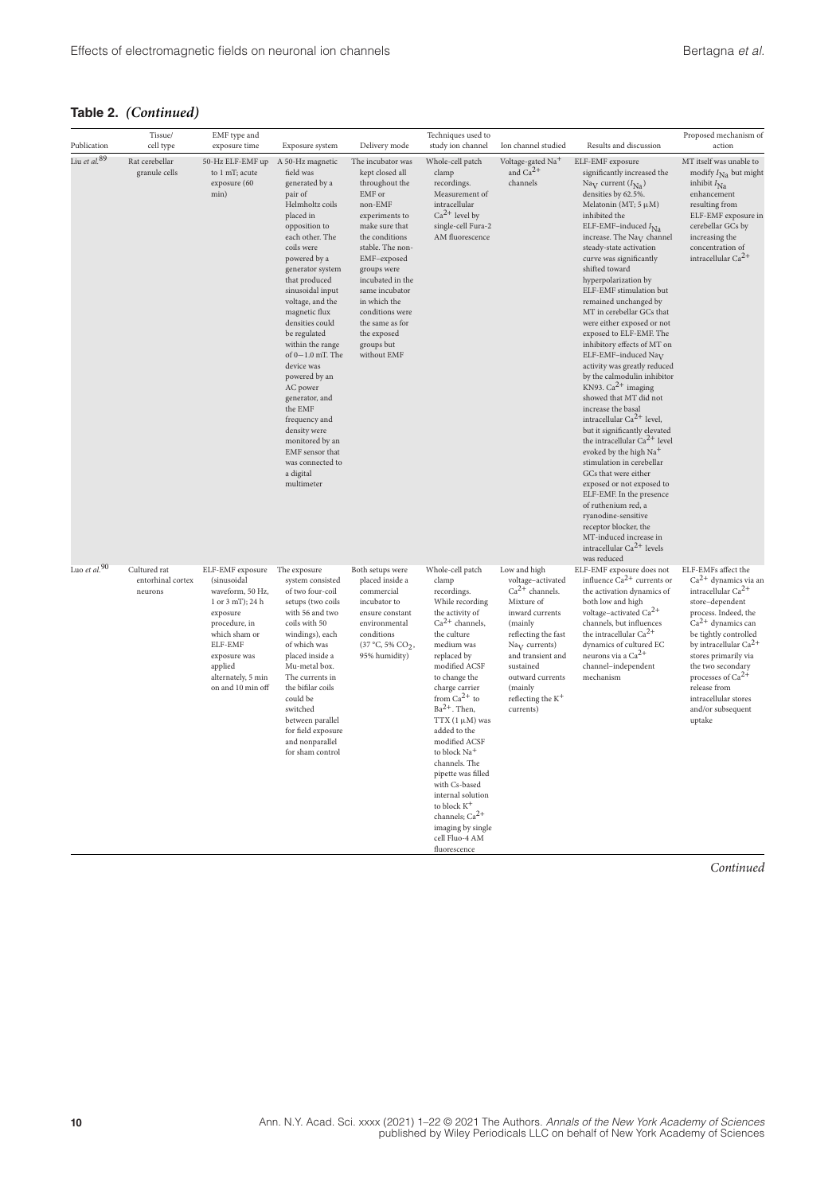**Table 2.** *(Continued)*

| Publication | Tissue/ cell type | EMF type and exposure time | Exposure system | Delivery mode | Techniques used to study ion channel | Ion channel studied | Results and discussion | Proposed mechanism of action |
|---|---|---|---|---|---|---|---|---|
| Liu *et al.*[89] | Rat cerebellar granule cells | 50-Hz ELF-EMF up to 1 mT; acute exposure (60 min) | A 50-Hz magnetic field was generated by a pair of Helmholtz coils placed in opposition to each other. The coils were powered by a generator system that produced sinusoidal input voltage, and the magnetic flux densities could be regulated within the range of 0–1.0 mT. The device was powered by an AC power generator, and the EMF frequency and density were monitored by an EMF sensor that was connected to a digital multimeter | The incubator was kept closed all throughout the EMF or non-EMF experiments to make sure that the conditions stable. The non-EMF–exposed groups were incubated in the same incubator in which the conditions were the same as for the exposed groups but without EMF | Whole-cell patch clamp recordings. Measurement of intracellular $Ca^{2+}$ level by single-cell Fura-2 AM fluorescence | Voltage-gated $Na^{+}$ and $Ca^{2+}$ channels | ELF-EMF exposure significantly increased the $Na_V$ current ($I_{Na}$) densities by 62.5%. Melatonin (MT; 5 μM) inhibited the ELF-EMF–induced $I_{Na}$ increase. The $Na_V$ channel steady-state activation curve was significantly shifted toward hyperpolarization by ELF-EMF stimulation but remained unchanged by MT in cerebellar GCs that were either exposed or not exposed to ELF-EMF. The inhibitory effects of MT on ELF-EMF–induced $Na_V$ activity was greatly reduced by the calmodulin inhibitor KN93. $Ca^{2+}$ imaging showed that MT did not increase the basal intracellular $Ca^{2+}$ level, but it significantly elevated the intracellular $Ca^{2+}$ level evoked by the high $Na^{+}$ stimulation in cerebellar GCs that were either exposed or not exposed to ELF-EMF. In the presence of ruthenium red, a ryanodine-sensitive receptor blocker, the MT-induced increase in intracellular $Ca^{2+}$ levels was reduced | MT itself was unable to modify $I_{Na}$ but might inhibit $I_{Na}$ enhancement resulting from ELF-EMF exposure in cerebellar GCs by increasing the concentration of intracellular $Ca^{2+}$ |
| Luo *et al.*[90] | Cultured rat entorhinal cortex neurons | ELF-EMF exposure (sinusoidal waveform, 50 Hz, 1 or 3 mT); 24 h exposure procedure, in which sham or ELF-EMF exposure was applied alternately, 5 min on and 10 min off | The exposure system consisted of two four-coil setups (two coils with 56 and two coils with 50 windings), each of which was placed inside a Mu-metal box. The currents in the bifilar coils could be switched between parallel for field exposure and nonparallel for sham control | Both setups were placed inside a commercial incubator to ensure constant environmental conditions (37 °C, 5% $CO_2$, 95% humidity) | Whole-cell patch clamp recordings. While recording the activity of $Ca^{2+}$ channels, the culture medium was replaced by modified ACSF to change the charge carrier from $Ca^{2+}$ to $Ba^{2+}$. Then, TTX (1 μM) was added to the modified ACSF to block $Na^{+}$ channels. The pipette was filled with Cs-based internal solution to block $K^{+}$ channels; $Ca^{2+}$ imaging by single cell Fluo-4 AM fluorescence | Low and high voltage-activated $Ca^{2+}$ channels. Mixture of inward currents (mainly reflecting the fast $Na_V$ currents) and transient and sustained outward currents (mainly reflecting the $K^{+}$ currents) | ELF-EMF exposure does not influence $Ca^{2+}$ currents or the activation dynamics of both low and high voltage-activated $Ca^{2+}$ channels, but influences the intracellular $Ca^{2+}$ dynamics of cultured EC neurons via a $Ca^{2+}$ channel–independent mechanism | ELF-EMFs affect the $Ca^{2+}$ dynamics via an intracellular $Ca^{2+}$ store–dependent process. Indeed, the $Ca^{2+}$ dynamics can be tightly controlled by intracellular $Ca^{2+}$ stores primarily via the two secondary processes of $Ca^{2+}$ release from intracellular stores and/or subsequent uptake |

*Continued*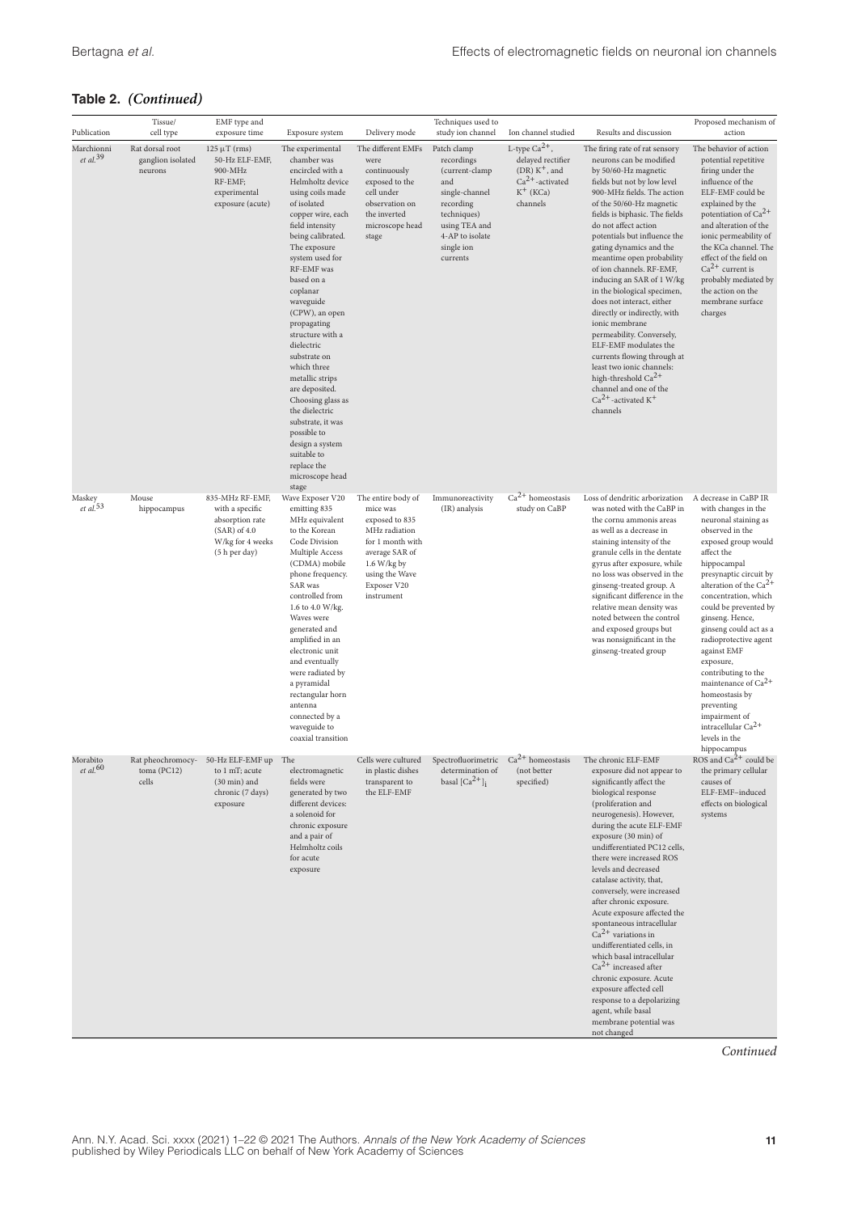**Table 2.** *(Continued)*

| Publication | Tissue/ cell type | EMF type and exposure time | Exposure system | Delivery mode | Techniques used to study ion channel | Ion channel studied | Results and discussion | Proposed mechanism of action |
|---|---|---|---|---|---|---|---|---|
| Marchionni *et al.*[39] | Rat dorsal root ganglion isolated neurons | 125 μT (rms) 50-Hz ELF-EMF, 900-MHz RF-EMF; experimental exposure (acute) | The experimental chamber was encircled with a Helmholtz device using coils made of isolated copper wire, each field intensity being calibrated. The exposure system used for RF-EMF was based on a coplanar waveguide (CPW), an open propagating structure with a dielectric substrate on which three metallic strips are deposited. Choosing glass as the dielectric substrate, it was possible to design a system suitable to replace the microscope head stage | The different EMFs were continuously exposed to the cell under observation on the inverted microscope head stage | Patch clamp recordings (current-clamp and single-channel recording techniques) using TEA and 4-AP to isolate single ion currents | L-type $Ca^{2+}$, delayed rectifier (DR) $K^+$, and $Ca^{2+}$-activated $K^+$ (KCa) channels | The firing rate of rat sensory neurons can be modified by 50/60-Hz magnetic fields but not by low level 900-MHz fields. The action of the 50/60-Hz magnetic fields is biphasic. The fields do not affect action potentials but influence the gating dynamics and the meantime open probability of ion channels. RF-EMF, inducing an SAR of 1 W/kg in the biological specimen, does not interact, either directly or indirectly, with ionic membrane permeability. Conversely, ELF-EMF modulates the currents flowing through at least two ionic channels: high-threshold $Ca^{2+}$ channel and one of the $Ca^{2+}$-activated $K^+$ channels | The behavior of action potential repetitive firing under the influence of the ELF-EMF could be explained by the potentiation of $Ca^{2+}$ and alteration of the ionic permeability of the KCa channel. The effect of the field on $Ca^{2+}$ current is probably mediated by the action on the membrane surface charges |
| Maskey *et al.*[53] | Mouse hippocampus | 835-MHz RF-EMF, with a specific absorption rate (SAR) of 4.0 W/kg for 4 weeks (5 h per day) | Wave Exposer V20 emitting 835 MHz equivalent to the Korean Code Division Multiple Access (CDMA) mobile phone frequency. SAR was controlled from 1.6 to 4.0 W/kg. Waves were generated and amplified in an electronic unit and eventually were radiated by a pyramidal rectangular horn antenna connected by a waveguide to coaxial transition | The entire body of mice was exposed to 835 MHz radiation for 1 month with average SAR of 1.6 W/kg by using the Wave Exposer V20 instrument | Immunoreactivity (IR) analysis | $Ca^{2+}$ homeostasis study on CaBP | Loss of dendritic arborization was noted with the CaBP in the cornu ammonis areas as well as a decrease in staining intensity of the granule cells in the dentate gyrus after exposure, while no loss was observed in the ginseng-treated group. A significant difference in the relative mean density was noted between the control and exposed groups but was nonsignificant in the ginseng-treated group | A decrease in CaBP IR with changes in the neuronal staining as observed in the exposed group would affect the hippocampal presynaptic circuit by alteration of the $Ca^{2+}$ concentration, which could be prevented by ginseng. Hence, ginseng could act as a radioprotective agent against EMF exposure, contributing to the maintenance of $Ca^{2+}$ homeostasis by preventing impairment of intracellular $Ca^{2+}$ levels in the hippocampus |
| Morabito *et al.*[60] | Rat pheochromocytoma (PC12) cells | 50-Hz ELF-EMF up to 1 mT; acute (30 min) and chronic (7 days) exposure | The electromagnetic fields were generated by two different devices: a solenoid for chronic exposure and a pair of Helmholtz coils for acute exposure | Cells were cultured in plastic dishes transparent to the ELF-EMF | Spectrofluorimetric determination of basal $[Ca^{2+}]_i$ | $Ca^{2+}$ homeostasis (not better specified) | The chronic ELF-EMF exposure did not appear to significantly affect the biological response (proliferation and neurogenesis). However, during the acute ELF-EMF exposure (30 min) of undifferentiated PC12 cells, there were increased ROS levels and decreased catalase activity, that, conversely, were increased after chronic exposure. Acute exposure affected the spontaneous intracellular $Ca^{2+}$ variations in undifferentiated cells, in which basal intracellular $Ca^{2+}$ increased after chronic exposure. Acute exposure affected cell response to a depolarizing agent, while basal membrane potential was not changed | ROS and $Ca^{2+}$ could be the primary cellular causes of ELF-EMF–induced effects on biological systems |

*Continued*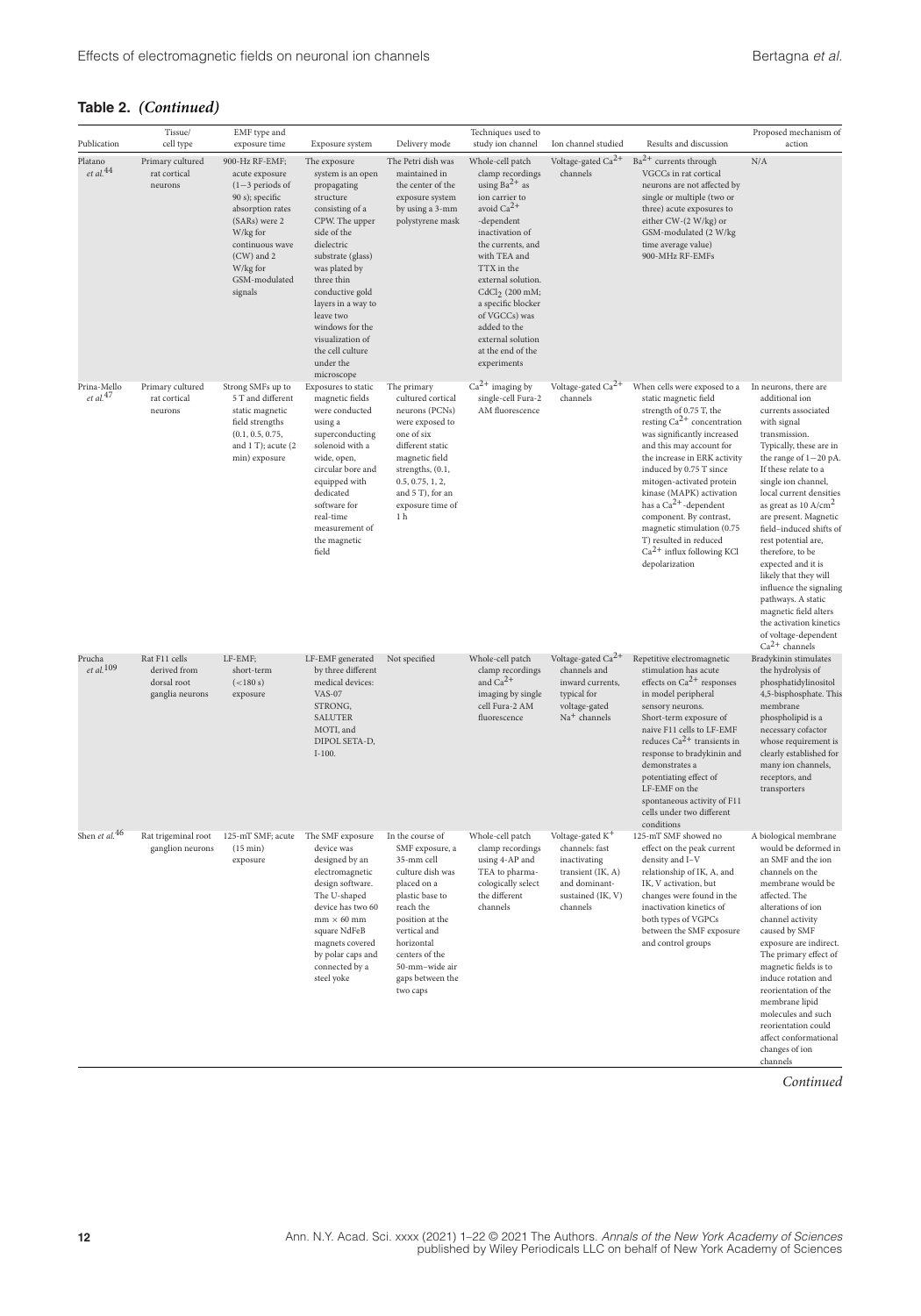**Table 2.** *(Continued)*

| Publication | Tissue/ cell type | EMF type and exposure time | Exposure system | Delivery mode | Techniques used to study ion channel | Ion channel studied | Results and discussion | Proposed mechanism of action |
|---|---|---|---|---|---|---|---|---|
| Platano *et al.*[44] | Primary cultured rat cortical neurons | 900-Hz RF-EMF; acute exposure (1−3 periods of 90 s); specific absorption rates (SARs) were 2 W/kg for continuous wave (CW) and 2 W/kg for GSM-modulated signals | The exposure system is an open propagating structure consisting of a CPW. The upper side of the dielectric substrate (glass) was plated by three thin conductive gold layers in a way to leave two windows for the visualization of the cell culture under the microscope | The Petri dish was maintained in the center of the exposure system by using a 3-mm polystyrene mask | Whole-cell patch clamp recordings using $Ba^{2+}$ as ion carrier to avoid $Ca^{2+}$ -dependent inactivation of the currents, and with TEA and TTX in the external solution. $CdCl_2$ (200 mM; a specific blocker of VGCCs) was added to the external solution at the end of the experiments | Voltage-gated $Ca^{2+}$ channels | $Ba^{2+}$ currents through VGCCs in rat cortical neurons are not affected by single or multiple (two or three) acute exposures to either CW-(2 W/kg) or GSM-modulated (2 W/kg time average value) 900-MHz RF-EMFs | N/A |
| Prina-Mello *et al.*[47] | Primary cultured rat cortical neurons | Strong SMFs up to 5 T and different static magnetic field strengths (0.1, 0.5, 0.75, and 1 T); acute (2 min) exposure | Exposures to static magnetic fields were conducted using a superconducting solenoid with a wide, open, circular bore and equipped with dedicated software for real-time measurement of the magnetic field | The primary cultured cortical neurons (PCNs) were exposed to one of six different static magnetic field strengths, (0.1, 0.5, 0.75, 1, 2, and 5 T), for an exposure time of 1 h | $Ca^{2+}$ imaging by single-cell Fura-2 AM fluorescence | Voltage-gated $Ca^{2+}$ channels | When cells were exposed to a static magnetic field strength of 0.75 T, the resting $Ca^{2+}$ concentration was significantly increased and this may account for the increase in ERK activity induced by 0.75 T since mitogen-activated protein kinase (MAPK) activation has a $Ca^{2+}$-dependent component. By contrast, magnetic stimulation (0.75 T) resulted in reduced $Ca^{2+}$ influx following KCl depolarization | In neurons, there are additional ion currents associated with signal transmission. Typically, these are in the range of 1−20 pA. If these relate to a single ion channel, local current densities as great as 10 A/cm$^2$ are present. Magnetic field–induced shifts of rest potential are, therefore, to be expected and it is likely that they will influence the signaling pathways. A static magnetic field alters the activation kinetics of voltage-dependent $Ca^{2+}$ channels |
| Prucha *et al.*[109] | Rat F11 cells derived from dorsal root ganglia neurons | LF-EMF; short-term (<180 s) exposure | LF-EMF generated by three different medical devices: VAS-07 STRONG, SALUTER MOTI, and DIPOL SETA-D, I-100. | Not specified | Whole-cell patch clamp recordings and $Ca^{2+}$ imaging by single cell Fura-2 AM fluorescence | Voltage-gated $Ca^{2+}$ channels and inward currents, typical for voltage-gated $Na^+$ channels | Repetitive electromagnetic stimulation has acute effects on $Ca^{2+}$ responses in model peripheral sensory neurons. Short-term exposure of naive F11 cells to LF-EMF reduces $Ca^{2+}$ transients in response to bradykinin and demonstrates a potentiating effect of LF-EMF on the spontaneous activity of F11 cells under two different conditions | Bradykinin stimulates the hydrolysis of phosphatidylinositol 4,5-bisphosphate. This membrane phospholipid is a necessary cofactor whose requirement is clearly established for many ion channels, receptors, and transporters |
| Shen *et al.*[46] | Rat trigeminal root ganglion neurons | 125-mT SMF; acute (15 min) exposure | The SMF exposure device was designed by an electromagnetic design software. The U-shaped device has two 60 mm × 60 mm square NdFeB magnets covered by polar caps and connected by a steel yoke | In the course of SMF exposure, a 35-mm cell culture dish was placed on a plastic base to reach the position at the vertical and horizontal centers of the 50-mm–wide air gaps between the two caps | Whole-cell patch clamp recordings using 4-AP and TEA to pharmacologically select the different channels | Voltage-gated $K^+$ channels: fast inactivating transient (IK, A) and dominant-sustained (IK, V) channels | 125-mT SMF showed no effect on the peak current density and I–V relationship of IK, A, and IK, V activation, but changes were found in the inactivation kinetics of both types of VGPCs between the SMF exposure and control groups | A biological membrane would be deformed in an SMF and the ion channels on the membrane would be affected. The alterations of ion channel activity caused by SMF exposure are indirect. The primary effect of magnetic fields is to induce rotation and reorientation of the membrane lipid molecules and such reorientation could affect conformational changes of ion channels |

*Continued*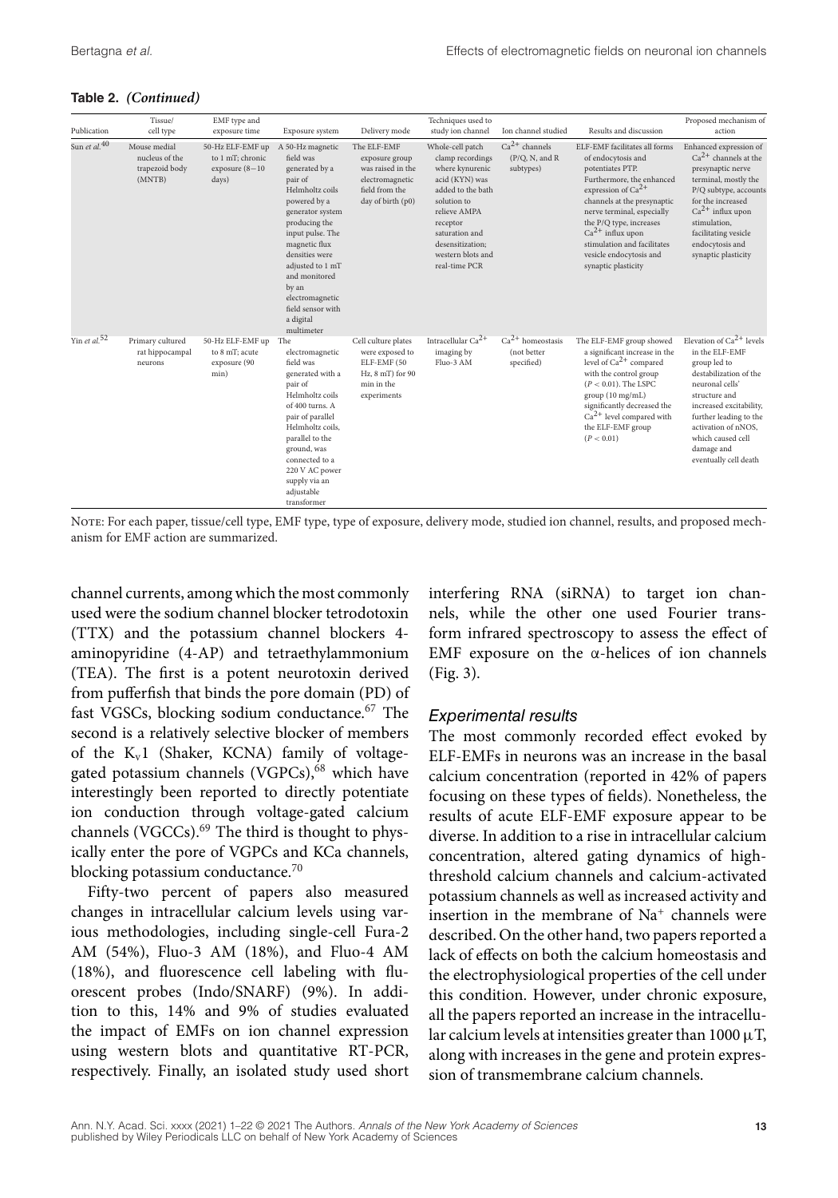**Table 2. *(Continued)***

| Publication | Tissue/ cell type | EMF type and exposure time | Exposure system | Delivery mode | Techniques used to study ion channel | Ion channel studied | Results and discussion | Proposed mechanism of action |
|---|---|---|---|---|---|---|---|---|
| Sun *et al.*[40] | Mouse medial nucleus of the trapezoid body (MNTB) | 50-Hz ELF-EMF up to 1 mT; chronic exposure (8−10 days) | A 50-Hz magnetic field was generated by a pair of Helmholtz coils powered by a generator system producing the input pulse. The magnetic flux densities were adjusted to 1 mT and monitored by an electromagnetic field sensor with a digital multimeter | The ELF-EMF exposure group was raised in the electromagnetic field from the day of birth (p0) | Whole-cell patch clamp recordings where kynurenic acid (KYN) was added to the bath solution to relieve AMPA receptor saturation and desensitization; western blots and real-time PCR | $Ca^{2+}$ channels (P/Q, N, and R subtypes) | ELF-EMF facilitates all forms of endocytosis and potentiates PTP. Furthermore, the enhanced expression of $Ca^{2+}$ channels at the presynaptic nerve terminal, especially the P/Q type, increases $Ca^{2+}$ influx upon stimulation and facilitates vesicle endocytosis and synaptic plasticity | Enhanced expression of $Ca^{2+}$ channels at the presynaptic nerve terminal, mostly the P/Q subtype, accounts for the increased $Ca^{2+}$ influx upon stimulation, facilitating vesicle endocytosis and synaptic plasticity |
| Yin *et al.*[52] | Primary cultured rat hippocampal neurons | 50-Hz ELF-EMF up to 8 mT; acute exposure (90 min) | The electromagnetic field was generated with a pair of Helmholtz coils of 400 turns. A pair of parallel Helmholtz coils, parallel to the ground, was connected to a 220 V AC power supply via an adjustable transformer | Cell culture plates were exposed to ELF-EMF (50 Hz, 8 mT) for 90 min in the experiments | Intracellular $Ca^{2+}$ imaging by Fluo-3 AM | $Ca^{2+}$ homeostasis (not better specified) | The ELF-EMF group showed a significant increase in the level of $Ca^{2+}$ compared with the control group ($P < 0.01$). The LSPC group (10 mg/mL) significantly decreased the $Ca^{2+}$ level compared with the ELF-EMF group ($P < 0.01$) | Elevation of $Ca^{2+}$ levels in the ELF-EMF group led to destabilization of the neuronal cells' structure and increased excitability, further leading to the activation of nNOS, which caused cell damage and eventually cell death |

NOTE: For each paper, tissue/cell type, EMF type, type of exposure, delivery mode, studied ion channel, results, and proposed mechanism for EMF action are summarized.

channel currents, among which the most commonly used were the sodium channel blocker tetrodotoxin (TTX) and the potassium channel blockers 4-aminopyridine (4-AP) and tetraethylammonium (TEA). The first is a potent neurotoxin derived from pufferfish that binds the pore domain (PD) of fast VGSCs, blocking sodium conductance.[67] The second is a relatively selective blocker of members of the $K_v1$ (Shaker, KCNA) family of voltage-gated potassium channels (VGPCs),[68] which have interestingly been reported to directly potentiate ion conduction through voltage-gated calcium channels (VGCCs).[69] The third is thought to physically enter the pore of VGPCs and KCa channels, blocking potassium conductance.[70]

Fifty-two percent of papers also measured changes in intracellular calcium levels using various methodologies, including single-cell Fura-2 AM (54%), Fluo-3 AM (18%), and Fluo-4 AM (18%), and fluorescence cell labeling with fluorescent probes (Indo/SNARF) (9%). In addition to this, 14% and 9% of studies evaluated the impact of EMFs on ion channel expression using western blots and quantitative RT-PCR, respectively. Finally, an isolated study used short interfering RNA (siRNA) to target ion channels, while the other one used Fourier transform infrared spectroscopy to assess the effect of EMF exposure on the α-helices of ion channels (Fig. 3).

### *Experimental results*

The most commonly recorded effect evoked by ELF-EMFs in neurons was an increase in the basal calcium concentration (reported in 42% of papers focusing on these types of fields). Nonetheless, the results of acute ELF-EMF exposure appear to be diverse. In addition to a rise in intracellular calcium concentration, altered gating dynamics of high-threshold calcium channels and calcium-activated potassium channels as well as increased activity and insertion in the membrane of $Na^+$ channels were described. On the other hand, two papers reported a lack of effects on both the calcium homeostasis and the electrophysiological properties of the cell under this condition. However, under chronic exposure, all the papers reported an increase in the intracellular calcium levels at intensities greater than 1000 μT, along with increases in the gene and protein expression of transmembrane calcium channels.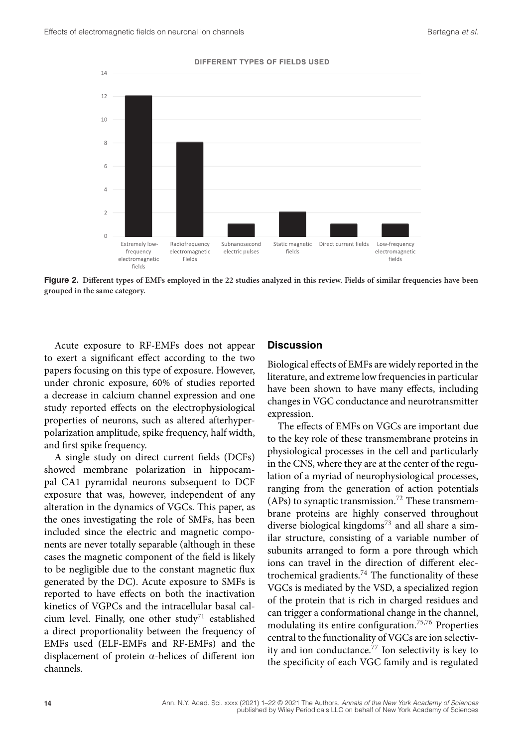**Figure 2.** **Different types of EMFs employed in the 22 studies analyzed in this review. Fields of similar frequencies have been grouped in the same category.**

Acute exposure to RF-EMFs does not appear to exert a significant effect according to the two papers focusing on this type of exposure. However, under chronic exposure, 60% of studies reported a decrease in calcium channel expression and one study reported effects on the electrophysiological properties of neurons, such as altered afterhyperpolarization amplitude, spike frequency, half width, and first spike frequency.

A single study on direct current fields (DCFs) showed membrane polarization in hippocampal CA1 pyramidal neurons subsequent to DCF exposure that was, however, independent of any alteration in the dynamics of VGCs. This paper, as the ones investigating the role of SMFs, has been included since the electric and magnetic components are never totally separable (although in these cases the magnetic component of the field is likely to be negligible due to the constant magnetic flux generated by the DC). Acute exposure to SMFs is reported to have effects on both the inactivation kinetics of VGPCs and the intracellular basal calcium level. Finally, one other study[71] established a direct proportionality between the frequency of EMFs used (ELF-EMFs and RF-EMFs) and the displacement of protein α-helices of different ion channels.

## Discussion

Biological effects of EMFs are widely reported in the literature, and extreme low frequencies in particular have been shown to have many effects, including changes in VGC conductance and neurotransmitter expression.

The effects of EMFs on VGCs are important due to the key role of these transmembrane proteins in physiological processes in the cell and particularly in the CNS, where they are at the center of the regulation of a myriad of neurophysiological processes, ranging from the generation of action potentials (APs) to synaptic transmission.[72] These transmembrane proteins are highly conserved throughout diverse biological kingdoms[73] and all share a similar structure, consisting of a variable number of subunits arranged to form a pore through which ions can travel in the direction of different electrochemical gradients.[74] The functionality of these VGCs is mediated by the VSD, a specialized region of the protein that is rich in charged residues and can trigger a conformational change in the channel, modulating its entire configuration.[75,76] Properties central to the functionality of VGCs are ion selectivity and ion conductance.[77] Ion selectivity is key to the specificity of each VGC family and is regulated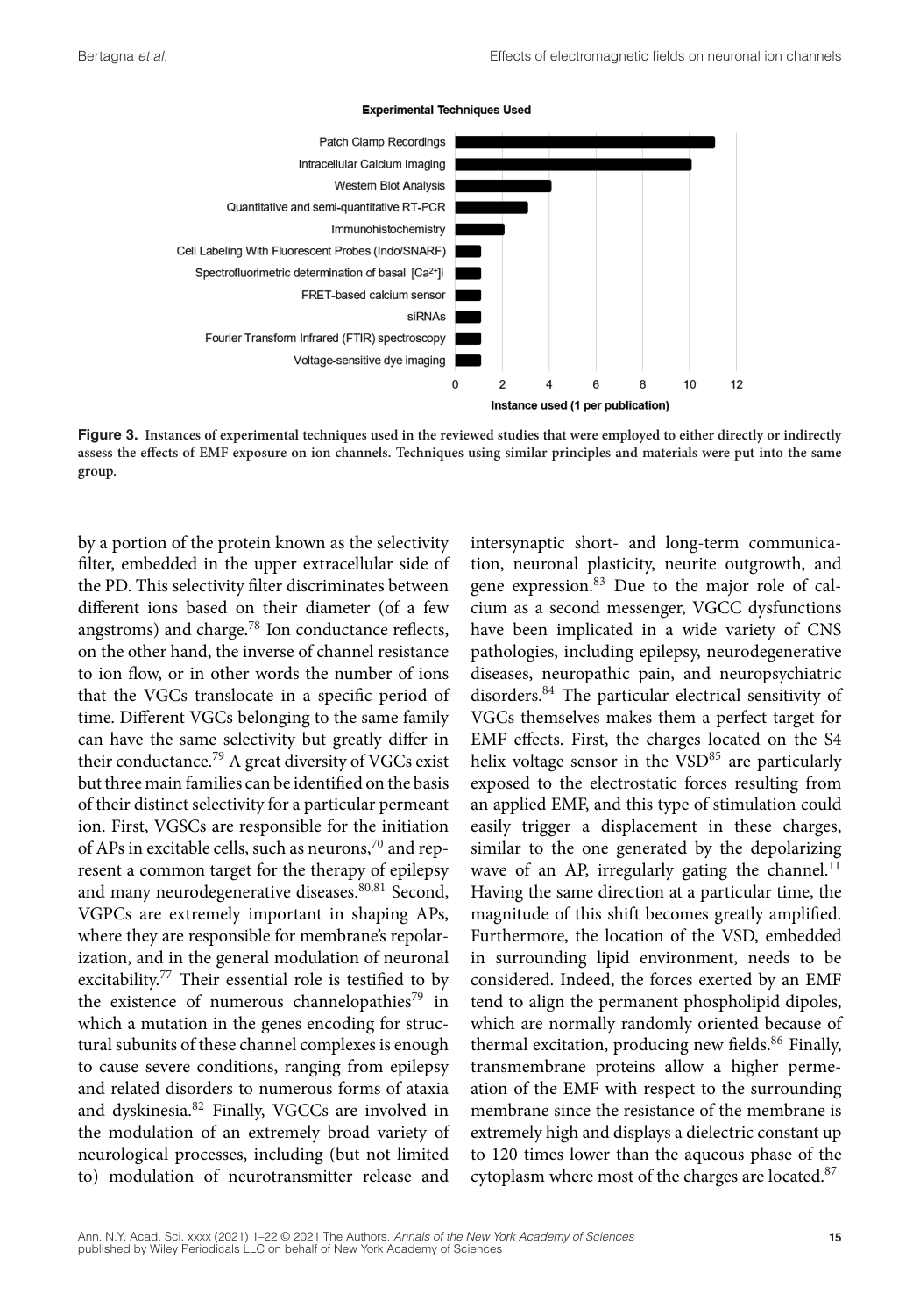**Figure 3.** Instances of experimental techniques used in the reviewed studies that were employed to either directly or indirectly assess the effects of EMF exposure on ion channels. Techniques using similar principles and materials were put into the same group.

by a portion of the protein known as the selectivity filter, embedded in the upper extracellular side of the PD. This selectivity filter discriminates between different ions based on their diameter (of a few angstroms) and charge.[78] Ion conductance reflects, on the other hand, the inverse of channel resistance to ion flow, or in other words the number of ions that the VGCs translocate in a specific period of time. Different VGCs belonging to the same family can have the same selectivity but greatly differ in their conductance.[79] A great diversity of VGCs exist but three main families can be identified on the basis of their distinct selectivity for a particular permeant ion. First, VGSCs are responsible for the initiation of APs in excitable cells, such as neurons,[70] and represent a common target for the therapy of epilepsy and many neurodegenerative diseases.[80,81] Second, VGPCs are extremely important in shaping APs, where they are responsible for membrane's repolarization, and in the general modulation of neuronal excitability.[77] Their essential role is testified to by the existence of numerous channelopathies[79] in which a mutation in the genes encoding for structural subunits of these channel complexes is enough to cause severe conditions, ranging from epilepsy and related disorders to numerous forms of ataxia and dyskinesia.[82] Finally, VGCCs are involved in the modulation of an extremely broad variety of neurological processes, including (but not limited to) modulation of neurotransmitter release and intersynaptic short- and long-term communication, neuronal plasticity, neurite outgrowth, and gene expression.[83] Due to the major role of calcium as a second messenger, VGCC dysfunctions have been implicated in a wide variety of CNS pathologies, including epilepsy, neurodegenerative diseases, neuropathic pain, and neuropsychiatric disorders.[84] The particular electrical sensitivity of VGCs themselves makes them a perfect target for EMF effects. First, the charges located on the S4 helix voltage sensor in the VSD[85] are particularly exposed to the electrostatic forces resulting from an applied EMF, and this type of stimulation could easily trigger a displacement in these charges, similar to the one generated by the depolarizing wave of an AP, irregularly gating the channel.[11] Having the same direction at a particular time, the magnitude of this shift becomes greatly amplified. Furthermore, the location of the VSD, embedded in surrounding lipid environment, needs to be considered. Indeed, the forces exerted by an EMF tend to align the permanent phospholipid dipoles, which are normally randomly oriented because of thermal excitation, producing new fields.[86] Finally, transmembrane proteins allow a higher permeation of the EMF with respect to the surrounding membrane since the resistance of the membrane is extremely high and displays a dielectric constant up to 120 times lower than the aqueous phase of the cytoplasm where most of the charges are located.[87]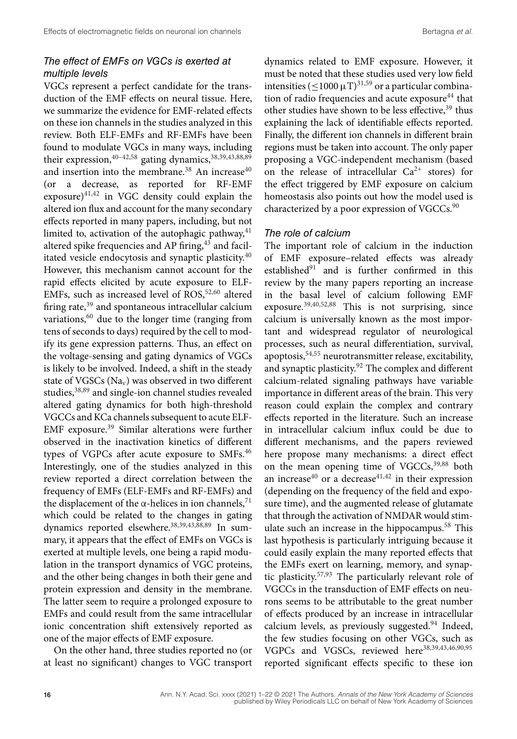### *The effect of EMFs on VGCs is exerted at multiple levels*

VGCs represent a perfect candidate for the transduction of the EMF effects on neural tissue. Here, we summarize the evidence for EMF-related effects on these ion channels in the studies analyzed in this review. Both ELF-EMFs and RF-EMFs have been found to modulate VGCs in many ways, including their expression,[40–42,58] gating dynamics,[38,39,43,88,89] and insertion into the membrane.[38] An increase[40] (or a decrease, as reported for RF-EMF exposure)[41,42] in VGC density could explain the altered ion flux and account for the many secondary effects reported in many papers, including, but not limited to, activation of the autophagic pathway,[41] altered spike frequencies and AP firing,[43] and facilitated vesicle endocytosis and synaptic plasticity.[40] However, this mechanism cannot account for the rapid effects elicited by acute exposure to ELF-EMFs, such as increased level of ROS,[52,60] altered firing rate,[39] and spontaneous intracellular calcium variations,[60] due to the longer time (ranging from tens of seconds to days) required by the cell to modify its gene expression patterns. Thus, an effect on the voltage-sensing and gating dynamics of VGCs is likely to be involved. Indeed, a shift in the steady state of VGSCs ($Na_v$) was observed in two different studies,[38,89] and single-ion channel studies revealed altered gating dynamics for both high-threshold VGCCs and KCa channels subsequent to acute ELF-EMF exposure.[39] Similar alterations were further observed in the inactivation kinetics of different types of VGPCs after acute exposure to SMFs.[46] Interestingly, one of the studies analyzed in this review reported a direct correlation between the frequency of EMFs (ELF-EMFs and RF-EMFs) and the displacement of the $\alpha$-helices in ion channels,[71] which could be related to the changes in gating dynamics reported elsewhere.[38,39,43,88,89] In summary, it appears that the effect of EMFs on VGCs is exerted at multiple levels, one being a rapid modulation in the transport dynamics of VGC proteins, and the other being changes in both their gene and protein expression and density in the membrane. The latter seem to require a prolonged exposure to EMFs and could result from the same intracellular ionic concentration shift extensively reported as one of the major effects of EMF exposure.

On the other hand, three studies reported no (or at least no significant) changes to VGC transport dynamics related to EMF exposure. However, it must be noted that these studies used very low field intensities ($\leq 1000\ \mu T$)[31,59] or a particular combination of radio frequencies and acute exposure[44] that other studies have shown to be less effective,[39] thus explaining the lack of identifiable effects reported. Finally, the different ion channels in different brain regions must be taken into account. The only paper proposing a VGC-independent mechanism (based on the release of intracellular $Ca^{2+}$ stores) for the effect triggered by EMF exposure on calcium homeostasis also points out how the model used is characterized by a poor expression of VGCCs.[90]

### *The role of calcium*

The important role of calcium in the induction of EMF exposure–related effects was already established[91] and is further confirmed in this review by the many papers reporting an increase in the basal level of calcium following EMF exposure.[39,40,52,88] This is not surprising, since calcium is universally known as the most important and widespread regulator of neurological processes, such as neural differentiation, survival, apoptosis,[54,55] neurotransmitter release, excitability, and synaptic plasticity.[92] The complex and different calcium-related signaling pathways have variable importance in different areas of the brain. This very reason could explain the complex and contrary effects reported in the literature. Such an increase in intracellular calcium influx could be due to different mechanisms, and the papers reviewed here propose many mechanisms: a direct effect on the mean opening time of VGCCs,[39,88] both an increase[40] or a decrease[41,42] in their expression (depending on the frequency of the field and exposure time), and the augmented release of glutamate that through the activation of NMDAR would stimulate such an increase in the hippocampus.[58] This last hypothesis is particularly intriguing because it could easily explain the many reported effects that the EMFs exert on learning, memory, and synaptic plasticity.[57,93] The particularly relevant role of VGCCs in the transduction of EMF effects on neurons seems to be attributable to the great number of effects produced by an increase in intracellular calcium levels, as previously suggested.[94] Indeed, the few studies focusing on other VGCs, such as VGPCs and VGSCs, reviewed here[38,39,43,46,90,95] reported significant effects specific to these ion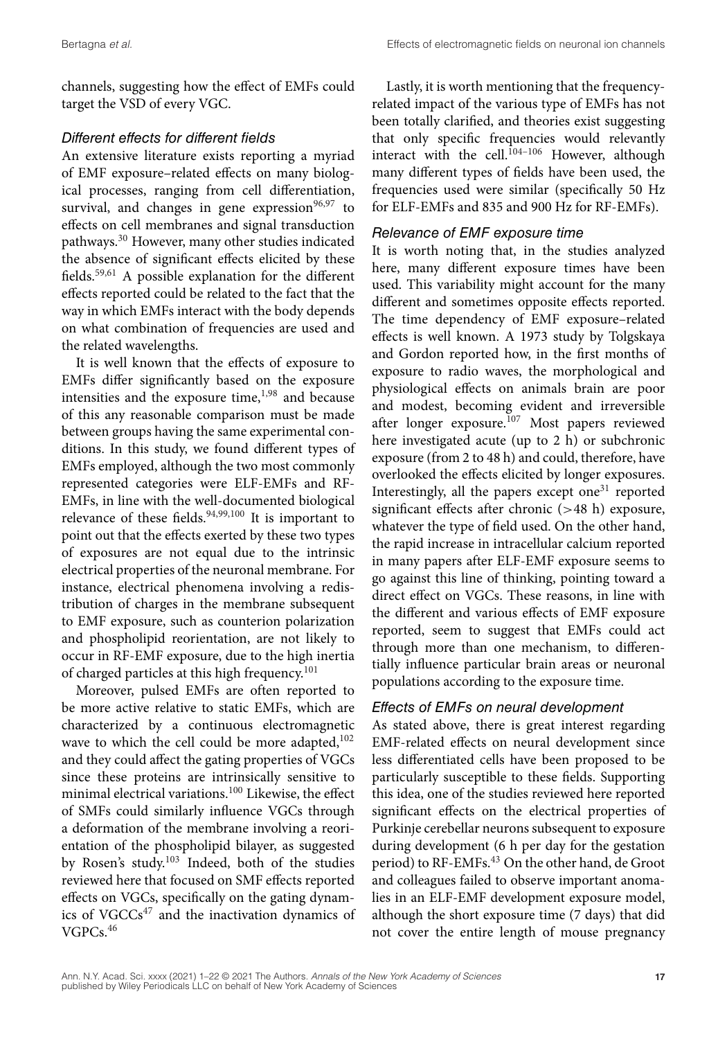channels, suggesting how the effect of EMFs could target the VSD of every VGC.

### *Different effects for different fields*

An extensive literature exists reporting a myriad of EMF exposure–related effects on many biological processes, ranging from cell differentiation, survival, and changes in gene expression[96,97] to effects on cell membranes and signal transduction pathways.[30] However, many other studies indicated the absence of significant effects elicited by these fields.[59,61] A possible explanation for the different effects reported could be related to the fact that the way in which EMFs interact with the body depends on what combination of frequencies are used and the related wavelengths.

It is well known that the effects of exposure to EMFs differ significantly based on the exposure intensities and the exposure time,[1,98] and because of this any reasonable comparison must be made between groups having the same experimental conditions. In this study, we found different types of EMFs employed, although the two most commonly represented categories were ELF-EMFs and RF-EMFs, in line with the well-documented biological relevance of these fields.[94,99,100] It is important to point out that the effects exerted by these two types of exposures are not equal due to the intrinsic electrical properties of the neuronal membrane. For instance, electrical phenomena involving a redistribution of charges in the membrane subsequent to EMF exposure, such as counterion polarization and phospholipid reorientation, are not likely to occur in RF-EMF exposure, due to the high inertia of charged particles at this high frequency.[101]

Moreover, pulsed EMFs are often reported to be more active relative to static EMFs, which are characterized by a continuous electromagnetic wave to which the cell could be more adapted,[102] and they could affect the gating properties of VGCs since these proteins are intrinsically sensitive to minimal electrical variations.[100] Likewise, the effect of SMFs could similarly influence VGCs through a deformation of the membrane involving a reorientation of the phospholipid bilayer, as suggested by Rosen's study.[103] Indeed, both of the studies reviewed here that focused on SMF effects reported effects on VGCs, specifically on the gating dynamics of VGCCs[47] and the inactivation dynamics of VGPCs.[46]

Lastly, it is worth mentioning that the frequency-related impact of the various type of EMFs has not been totally clarified, and theories exist suggesting that only specific frequencies would relevantly interact with the cell.[104–106] However, although many different types of fields have been used, the frequencies used were similar (specifically 50 Hz for ELF-EMFs and 835 and 900 Hz for RF-EMFs).

### *Relevance of EMF exposure time*

It is worth noting that, in the studies analyzed here, many different exposure times have been used. This variability might account for the many different and sometimes opposite effects reported. The time dependency of EMF exposure–related effects is well known. A 1973 study by Tolgskaya and Gordon reported how, in the first months of exposure to radio waves, the morphological and physiological effects on animals brain are poor and modest, becoming evident and irreversible after longer exposure.[107] Most papers reviewed here investigated acute (up to 2 h) or subchronic exposure (from 2 to 48 h) and could, therefore, have overlooked the effects elicited by longer exposures. Interestingly, all the papers except one[31] reported significant effects after chronic (>48 h) exposure, whatever the type of field used. On the other hand, the rapid increase in intracellular calcium reported in many papers after ELF-EMF exposure seems to go against this line of thinking, pointing toward a direct effect on VGCs. These reasons, in line with the different and various effects of EMF exposure reported, seem to suggest that EMFs could act through more than one mechanism, to differentially influence particular brain areas or neuronal populations according to the exposure time.

### *Effects of EMFs on neural development*

As stated above, there is great interest regarding EMF-related effects on neural development since less differentiated cells have been proposed to be particularly susceptible to these fields. Supporting this idea, one of the studies reviewed here reported significant effects on the electrical properties of Purkinje cerebellar neurons subsequent to exposure during development (6 h per day for the gestation period) to RF-EMFs.[43] On the other hand, de Groot and colleagues failed to observe important anomalies in an ELF-EMF development exposure model, although the short exposure time (7 days) that did not cover the entire length of mouse pregnancy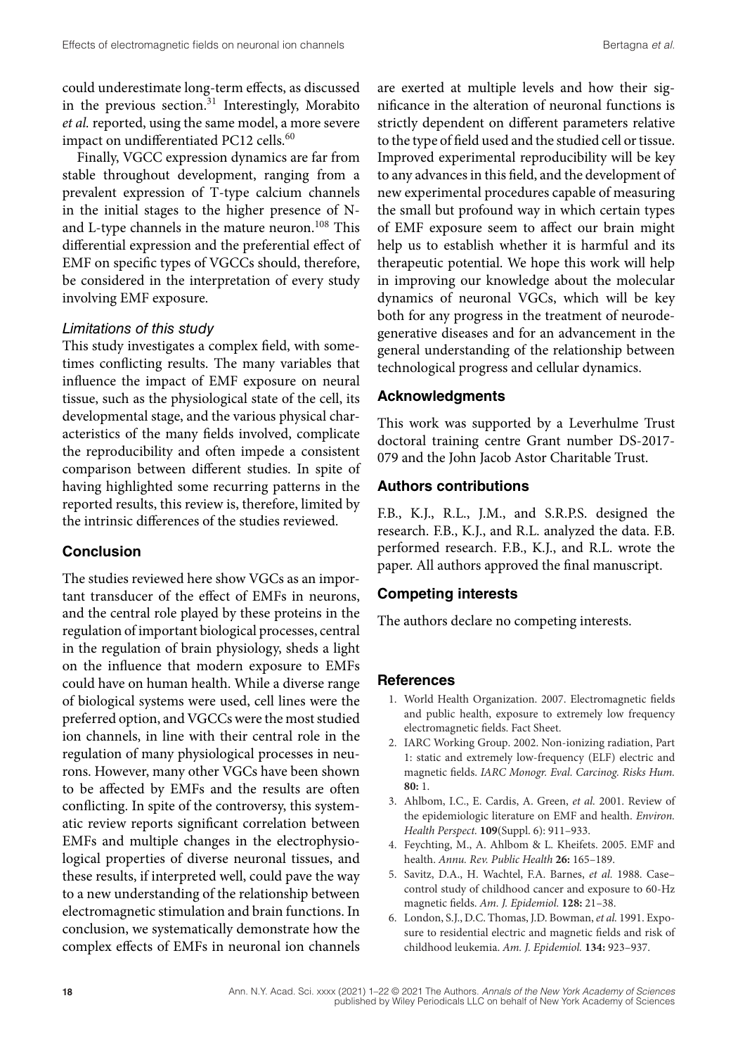could underestimate long-term effects, as discussed in the previous section.[31] Interestingly, Morabito *et al.* reported, using the same model, a more severe impact on undifferentiated PC12 cells.[60]

Finally, VGCC expression dynamics are far from stable throughout development, ranging from a prevalent expression of T-type calcium channels in the initial stages to the higher presence of N- and L-type channels in the mature neuron.[108] This differential expression and the preferential effect of EMF on specific types of VGCCs should, therefore, be considered in the interpretation of every study involving EMF exposure.

### *Limitations of this study*

This study investigates a complex field, with sometimes conflicting results. The many variables that influence the impact of EMF exposure on neural tissue, such as the physiological state of the cell, its developmental stage, and the various physical characteristics of the many fields involved, complicate the reproducibility and often impede a consistent comparison between different studies. In spite of having highlighted some recurring patterns in the reported results, this review is, therefore, limited by the intrinsic differences of the studies reviewed.

## Conclusion

The studies reviewed here show VGCs as an important transducer of the effect of EMFs in neurons, and the central role played by these proteins in the regulation of important biological processes, central in the regulation of brain physiology, sheds a light on the influence that modern exposure to EMFs could have on human health. While a diverse range of biological systems were used, cell lines were the preferred option, and VGCCs were the most studied ion channels, in line with their central role in the regulation of many physiological processes in neurons. However, many other VGCs have been shown to be affected by EMFs and the results are often conflicting. In spite of the controversy, this systematic review reports significant correlation between EMFs and multiple changes in the electrophysiological properties of diverse neuronal tissues, and these results, if interpreted well, could pave the way to a new understanding of the relationship between electromagnetic stimulation and brain functions. In conclusion, we systematically demonstrate how the complex effects of EMFs in neuronal ion channels are exerted at multiple levels and how their significance in the alteration of neuronal functions is strictly dependent on different parameters relative to the type of field used and the studied cell or tissue. Improved experimental reproducibility will be key to any advances in this field, and the development of new experimental procedures capable of measuring the small but profound way in which certain types of EMF exposure seem to affect our brain might help us to establish whether it is harmful and its therapeutic potential. We hope this work will help in improving our knowledge about the molecular dynamics of neuronal VGCs, which will be key both for any progress in the treatment of neurodegenerative diseases and for an advancement in the general understanding of the relationship between technological progress and cellular dynamics.

## Acknowledgments

This work was supported by a Leverhulme Trust doctoral training centre Grant number DS-2017-079 and the John Jacob Astor Charitable Trust.

## Authors contributions

F.B., K.J., R.L., J.M., and S.R.P.S. designed the research. F.B., K.J., and R.L. analyzed the data. F.B. performed research. F.B., K.J., and R.L. wrote the paper. All authors approved the final manuscript.

## Competing interests

The authors declare no competing interests.

## References

1. World Health Organization. 2007. Electromagnetic fields and public health, exposure to extremely low frequency electromagnetic fields. Fact Sheet.
2. IARC Working Group. 2002. Non-ionizing radiation, Part 1: static and extremely low-frequency (ELF) electric and magnetic fields. *IARC Monogr. Eval. Carcinog. Risks Hum.* **80:** 1.
3. Ahlbom, I.C., E. Cardis, A. Green, *et al.* 2001. Review of the epidemiologic literature on EMF and health. *Environ. Health Perspect.* **109**(Suppl. 6): 911–933.
4. Feychting, M., A. Ahlbom & L. Kheifets. 2005. EMF and health. *Annu. Rev. Public Health* **26:** 165–189.
5. Savitz, D.A., H. Wachtel, F.A. Barnes, *et al.* 1988. Case–control study of childhood cancer and exposure to 60-Hz magnetic fields. *Am. J. Epidemiol.* **128:** 21–38.
6. London, S.J., D.C. Thomas, J.D. Bowman, *et al.* 1991. Exposure to residential electric and magnetic fields and risk of childhood leukemia. *Am. J. Epidemiol.* **134:** 923–937.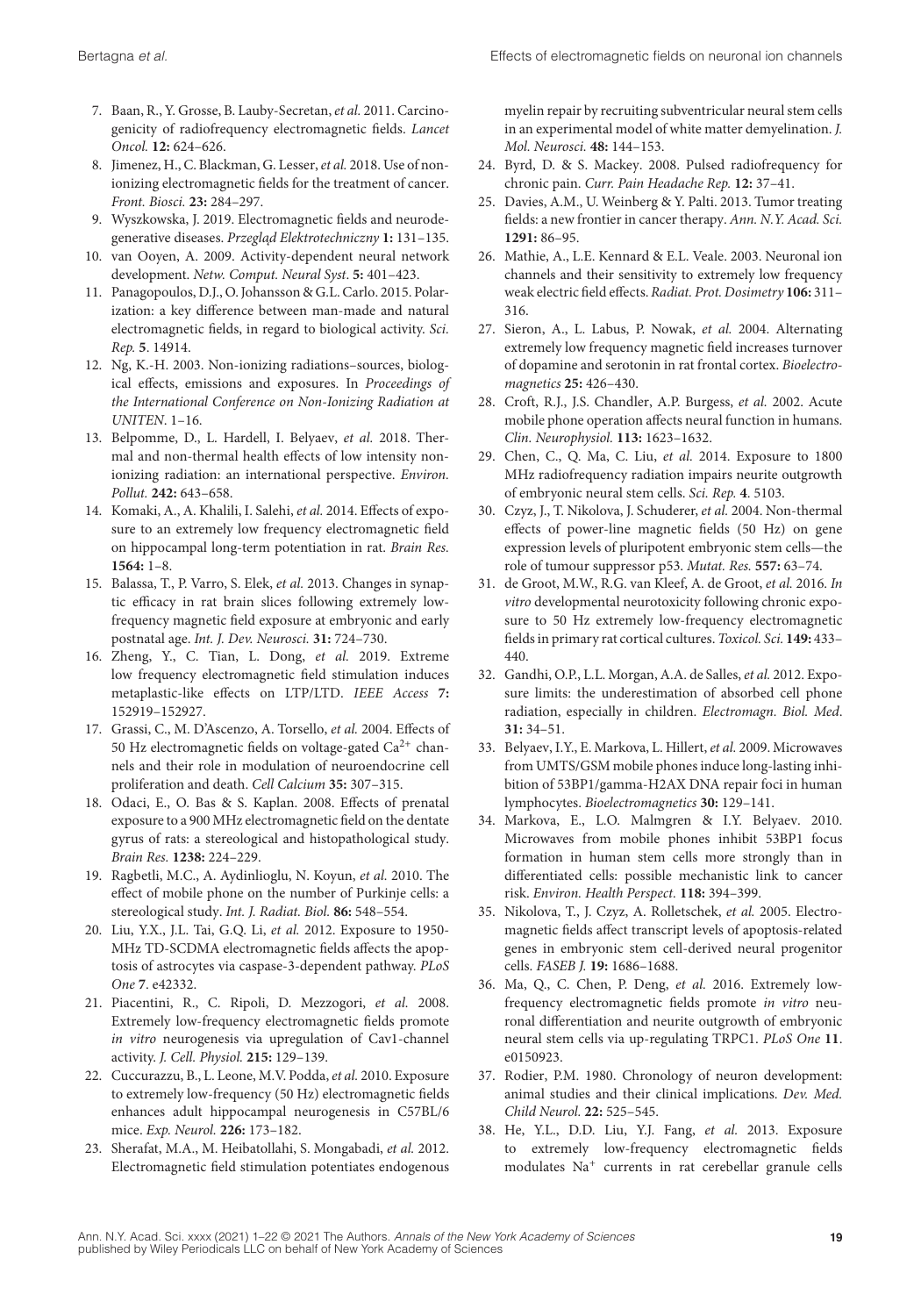7. Baan, R., Y. Grosse, B. Lauby-Secretan, *et al.* 2011. Carcinogenicity of radiofrequency electromagnetic fields. *Lancet Oncol.* **12:** 624–626.
8. Jimenez, H., C. Blackman, G. Lesser, *et al.* 2018. Use of non-ionizing electromagnetic fields for the treatment of cancer. *Front. Biosci.* **23:** 284–297.
9. Wyszkowska, J. 2019. Electromagnetic fields and neurodegenerative diseases. *Przegląd Elektrotechniczny* **1:** 131–135.
10. van Ooyen, A. 2009. Activity-dependent neural network development. *Netw. Comput. Neural Syst.* **5:** 401–423.
11. Panagopoulos, D.J., O. Johansson & G.L. Carlo. 2015. Polarization: a key difference between man-made and natural electromagnetic fields, in regard to biological activity. *Sci. Rep.* **5**. 14914.
12. Ng, K.-H. 2003. Non-ionizing radiations–sources, biological effects, emissions and exposures. In *Proceedings of the International Conference on Non-Ionizing Radiation at UNITEN*. 1–16.
13. Belpomme, D., L. Hardell, I. Belyaev, *et al.* 2018. Thermal and non-thermal health effects of low intensity non-ionizing radiation: an international perspective. *Environ. Pollut.* **242:** 643–658.
14. Komaki, A., A. Khalili, I. Salehi, *et al.* 2014. Effects of exposure to an extremely low frequency electromagnetic field on hippocampal long-term potentiation in rat. *Brain Res.* **1564:** 1–8.
15. Balassa, T., P. Varro, S. Elek, *et al.* 2013. Changes in synaptic efficacy in rat brain slices following extremely low-frequency magnetic field exposure at embryonic and early postnatal age. *Int. J. Dev. Neurosci.* **31:** 724–730.
16. Zheng, Y., C. Tian, L. Dong, *et al.* 2019. Extreme low frequency electromagnetic field stimulation induces metaplastic-like effects on LTP/LTD. *IEEE Access* **7:** 152919–152927.
17. Grassi, C., M. D'Ascenzo, A. Torsello, *et al.* 2004. Effects of 50 Hz electromagnetic fields on voltage-gated $Ca^{2+}$ channels and their role in modulation of neuroendocrine cell proliferation and death. *Cell Calcium* **35:** 307–315.
18. Odaci, E., O. Bas & S. Kaplan. 2008. Effects of prenatal exposure to a 900 MHz electromagnetic field on the dentate gyrus of rats: a stereological and histopathological study. *Brain Res.* **1238:** 224–229.
19. Ragbetli, M.C., A. Aydinlioglu, N. Koyun, *et al.* 2010. The effect of mobile phone on the number of Purkinje cells: a stereological study. *Int. J. Radiat. Biol.* **86:** 548–554.
20. Liu, Y.X., J.L. Tai, G.Q. Li, *et al.* 2012. Exposure to 1950-MHz TD-SCDMA electromagnetic fields affects the apoptosis of astrocytes via caspase-3-dependent pathway. *PLoS One* **7**. e42332.
21. Piacentini, R., C. Ripoli, D. Mezzogori, *et al.* 2008. Extremely low-frequency electromagnetic fields promote *in vitro* neurogenesis via upregulation of Cav1-channel activity. *J. Cell. Physiol.* **215:** 129–139.
22. Cuccurazzu, B., L. Leone, M.V. Podda, *et al.* 2010. Exposure to extremely low-frequency (50 Hz) electromagnetic fields enhances adult hippocampal neurogenesis in C57BL/6 mice. *Exp. Neurol.* **226:** 173–182.
23. Sherafat, M.A., M. Heibatollahi, S. Mongabadi, *et al.* 2012. Electromagnetic field stimulation potentiates endogenous myelin repair by recruiting subventricular neural stem cells in an experimental model of white matter demyelination. *J. Mol. Neurosci.* **48:** 144–153.
24. Byrd, D. & S. Mackey. 2008. Pulsed radiofrequency for chronic pain. *Curr. Pain Headache Rep.* **12:** 37–41.
25. Davies, A.M., U. Weinberg & Y. Palti. 2013. Tumor treating fields: a new frontier in cancer therapy. *Ann. N.Y. Acad. Sci.* **1291:** 86–95.
26. Mathie, A., L.E. Kennard & E.L. Veale. 2003. Neuronal ion channels and their sensitivity to extremely low frequency weak electric field effects. *Radiat. Prot. Dosimetry* **106:** 311–316.
27. Sieron, A., L. Labus, P. Nowak, *et al.* 2004. Alternating extremely low frequency magnetic field increases turnover of dopamine and serotonin in rat frontal cortex. *Bioelectromagnetics* **25:** 426–430.
28. Croft, R.J., J.S. Chandler, A.P. Burgess, *et al.* 2002. Acute mobile phone operation affects neural function in humans. *Clin. Neurophysiol.* **113:** 1623–1632.
29. Chen, C., Q. Ma, C. Liu, *et al.* 2014. Exposure to 1800 MHz radiofrequency radiation impairs neurite outgrowth of embryonic neural stem cells. *Sci. Rep.* **4**. 5103.
30. Czyz, J., T. Nikolova, J. Schuderer, *et al.* 2004. Non-thermal effects of power-line magnetic fields (50 Hz) on gene expression levels of pluripotent embryonic stem cells—the role of tumour suppressor p53. *Mutat. Res.* **557:** 63–74.
31. de Groot, M.W., R.G. van Kleef, A. de Groot, *et al.* 2016. *In vitro* developmental neurotoxicity following chronic exposure to 50 Hz extremely low-frequency electromagnetic fields in primary rat cortical cultures. *Toxicol. Sci.* **149:** 433–440.
32. Gandhi, O.P., L.L. Morgan, A.A. de Salles, *et al.* 2012. Exposure limits: the underestimation of absorbed cell phone radiation, especially in children. *Electromagn. Biol. Med.* **31:** 34–51.
33. Belyaev, I.Y., E. Markova, L. Hillert, *et al.* 2009. Microwaves from UMTS/GSM mobile phones induce long-lasting inhibition of 53BP1/gamma-H2AX DNA repair foci in human lymphocytes. *Bioelectromagnetics* **30:** 129–141.
34. Markova, E., L.O. Malmgren & I.Y. Belyaev. 2010. Microwaves from mobile phones inhibit 53BP1 focus formation in human stem cells more strongly than in differentiated cells: possible mechanistic link to cancer risk. *Environ. Health Perspect.* **118:** 394–399.
35. Nikolova, T., J. Czyz, A. Rolletschek, *et al.* 2005. Electromagnetic fields affect transcript levels of apoptosis-related genes in embryonic stem cell-derived neural progenitor cells. *FASEB J.* **19:** 1686–1688.
36. Ma, Q., C. Chen, P. Deng, *et al.* 2016. Extremely low-frequency electromagnetic fields promote *in vitro* neuronal differentiation and neurite outgrowth of embryonic neural stem cells via up-regulating TRPC1. *PLoS One* **11**. e0150923.
37. Rodier, P.M. 1980. Chronology of neuron development: animal studies and their clinical implications. *Dev. Med. Child Neurol.* **22:** 525–545.
38. He, Y.L., D.D. Liu, Y.J. Fang, *et al.* 2013. Exposure to extremely low-frequency electromagnetic fields modulates $Na^{+}$ currents in rat cerebellar granule cells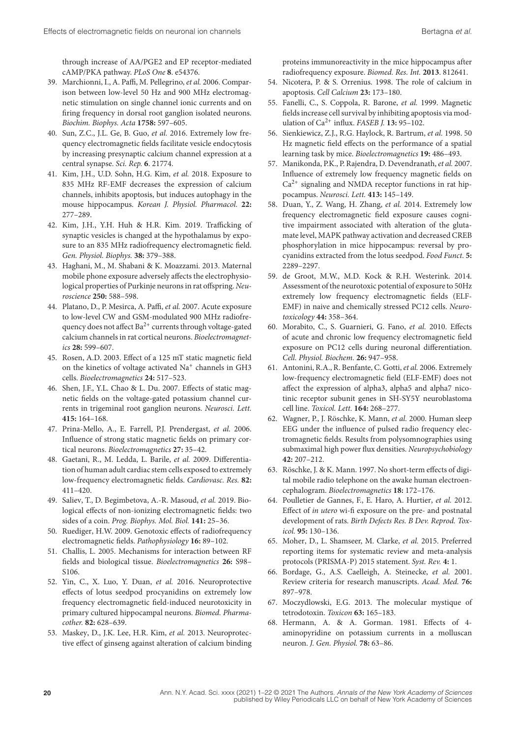through increase of AA/PGE2 and EP receptor-mediated cAMP/PKA pathway. *PLoS One* **8**. e54376.

39. Marchionni, I., A. Paffi, M. Pellegrino, *et al.* 2006. Comparison between low-level 50 Hz and 900 MHz electromagnetic stimulation on single channel ionic currents and on firing frequency in dorsal root ganglion isolated neurons. *Biochim. Biophys. Acta* **1758:** 597–605.
40. Sun, Z.C., J.L. Ge, B. Guo, *et al.* 2016. Extremely low frequency electromagnetic fields facilitate vesicle endocytosis by increasing presynaptic calcium channel expression at a central synapse. *Sci. Rep.* **6**. 21774.
41. Kim, J.H., U.D. Sohn, H.G. Kim, *et al.* 2018. Exposure to 835 MHz RF-EMF decreases the expression of calcium channels, inhibits apoptosis, but induces autophagy in the mouse hippocampus. *Korean J. Physiol. Pharmacol.* **22:** 277–289.
42. Kim, J.H., Y.H. Huh & H.R. Kim. 2019. Trafficking of synaptic vesicles is changed at the hypothalamus by exposure to an 835 MHz radiofrequency electromagnetic field. *Gen. Physiol. Biophys.* **38:** 379–388.
43. Haghani, M., M. Shabani & K. Moazzami. 2013. Maternal mobile phone exposure adversely affects the electrophysiological properties of Purkinje neurons in rat offspring. *Neuroscience* **250:** 588–598.
44. Platano, D., P. Mesirca, A. Paffi, *et al.* 2007. Acute exposure to low-level CW and GSM-modulated 900 MHz radiofrequency does not affect $Ba^{2+}$ currents through voltage-gated calcium channels in rat cortical neurons. *Bioelectromagnetics* **28:** 599–607.
45. Rosen, A.D. 2003. Effect of a 125 mT static magnetic field on the kinetics of voltage activated $Na^{+}$ channels in GH3 cells. *Bioelectromagnetics* **24:** 517–523.
46. Shen, J.F., Y.L. Chao & L. Du. 2007. Effects of static magnetic fields on the voltage-gated potassium channel currents in trigeminal root ganglion neurons. *Neurosci. Lett.* **415:** 164–168.
47. Prina-Mello, A., E. Farrell, P.J. Prendergast, *et al.* 2006. Influence of strong static magnetic fields on primary cortical neurons. *Bioelectromagnetics* **27:** 35–42.
48. Gaetani, R., M. Ledda, L. Barile, *et al.* 2009. Differentiation of human adult cardiac stem cells exposed to extremely low-frequency electromagnetic fields. *Cardiovasc. Res.* **82:** 411–420.
49. Saliev, T., D. Begimbetova, A.-R. Masoud, *et al.* 2019. Biological effects of non-ionizing electromagnetic fields: two sides of a coin. *Prog. Biophys. Mol. Biol.* **141:** 25–36.
50. Ruediger, H.W. 2009. Genotoxic effects of radiofrequency electromagnetic fields. *Pathophysiology* **16:** 89–102.
51. Challis, L. 2005. Mechanisms for interaction between RF fields and biological tissue. *Bioelectromagnetics* **26:** S98–S106.
52. Yin, C., X. Luo, Y. Duan, *et al.* 2016. Neuroprotective effects of lotus seedpod procyanidins on extremely low frequency electromagnetic field-induced neurotoxicity in primary cultured hippocampal neurons. *Biomed. Pharmacother.* **82:** 628–639.
53. Maskey, D., J.K. Lee, H.R. Kim, *et al.* 2013. Neuroprotective effect of ginseng against alteration of calcium binding proteins immunoreactivity in the mice hippocampus after radiofrequency exposure. *Biomed. Res. Int.* **2013**. 812641.
54. Nicotera, P. & S. Orrenius. 1998. The role of calcium in apoptosis. *Cell Calcium* **23:** 173–180.
55. Fanelli, C., S. Coppola, R. Barone, *et al.* 1999. Magnetic fields increase cell survival by inhibiting apoptosis via modulation of $Ca^{2+}$ influx. *FASEB J.* **13:** 95–102.
56. Sienkiewicz, Z.J., R.G. Haylock, R. Bartrum, *et al.* 1998. 50 Hz magnetic field effects on the performance of a spatial learning task by mice. *Bioelectromagnetics* **19:** 486–493.
57. Manikonda, P.K., P. Rajendra, D. Devendranath, *et al.* 2007. Influence of extremely low frequency magnetic fields on $Ca^{2+}$ signaling and NMDA receptor functions in rat hippocampus. *Neurosci. Lett.* **413:** 145–149.
58. Duan, Y., Z. Wang, H. Zhang, *et al.* 2014. Extremely low frequency electromagnetic field exposure causes cognitive impairment associated with alteration of the glutamate level, MAPK pathway activation and decreased CREB phosphorylation in mice hippocampus: reversal by procyanidins extracted from the lotus seedpod. *Food Funct.* **5:** 2289–2297.
59. de Groot, M.W., M.D. Kock & R.H. Westerink. 2014. Assessment of the neurotoxic potential of exposure to 50Hz extremely low frequency electromagnetic fields (ELF-EMF) in naive and chemically stressed PC12 cells. *Neurotoxicology* **44:** 358–364.
60. Morabito, C., S. Guarnieri, G. Fano, *et al.* 2010. Effects of acute and chronic low frequency electromagnetic field exposure on PC12 cells during neuronal differentiation. *Cell. Physiol. Biochem.* **26:** 947–958.
61. Antonini, R.A., R. Benfante, C. Gotti, *et al.* 2006. Extremely low-frequency electromagnetic field (ELF-EMF) does not affect the expression of alpha3, alpha5 and alpha7 nicotinic receptor subunit genes in SH-SY5Y neuroblastoma cell line. *Toxicol. Lett.* **164:** 268–277.
62. Wagner, P., J. Röschke, K. Mann, *et al.* 2000. Human sleep EEG under the influence of pulsed radio frequency electromagnetic fields. Results from polysomnographies using submaximal high power flux densities. *Neuropsychobiology* **42:** 207–212.
63. Röschke, J. & K. Mann. 1997. No short-term effects of digital mobile radio telephone on the awake human electroencephalogram. *Bioelectromagnetics* **18:** 172–176.
64. Poulletier de Gannes, F., E. Haro, A. Hurtier, *et al.* 2012. Effect of *in utero* wi-fi exposure on the pre- and postnatal development of rats. *Birth Defects Res. B Dev. Reprod. Toxicol.* **95:** 130–136.
65. Moher, D., L. Shamseer, M. Clarke, *et al.* 2015. Preferred reporting items for systematic review and meta-analysis protocols (PRISMA-P) 2015 statement. *Syst. Rev.* **4:** 1.
66. Bordage, G., A.S. Caelleigh, A. Steinecke, *et al.* 2001. Review criteria for research manuscripts. *Acad. Med.* **76:** 897–978.
67. Moczydlowski, E.G. 2013. The molecular mystique of tetrodotoxin. *Toxicon* **63:** 165–183.
68. Hermann, A. & A. Gorman. 1981. Effects of 4-aminopyridine on potassium currents in a molluscan neuron. *J. Gen. Physiol.* **78:** 63–86.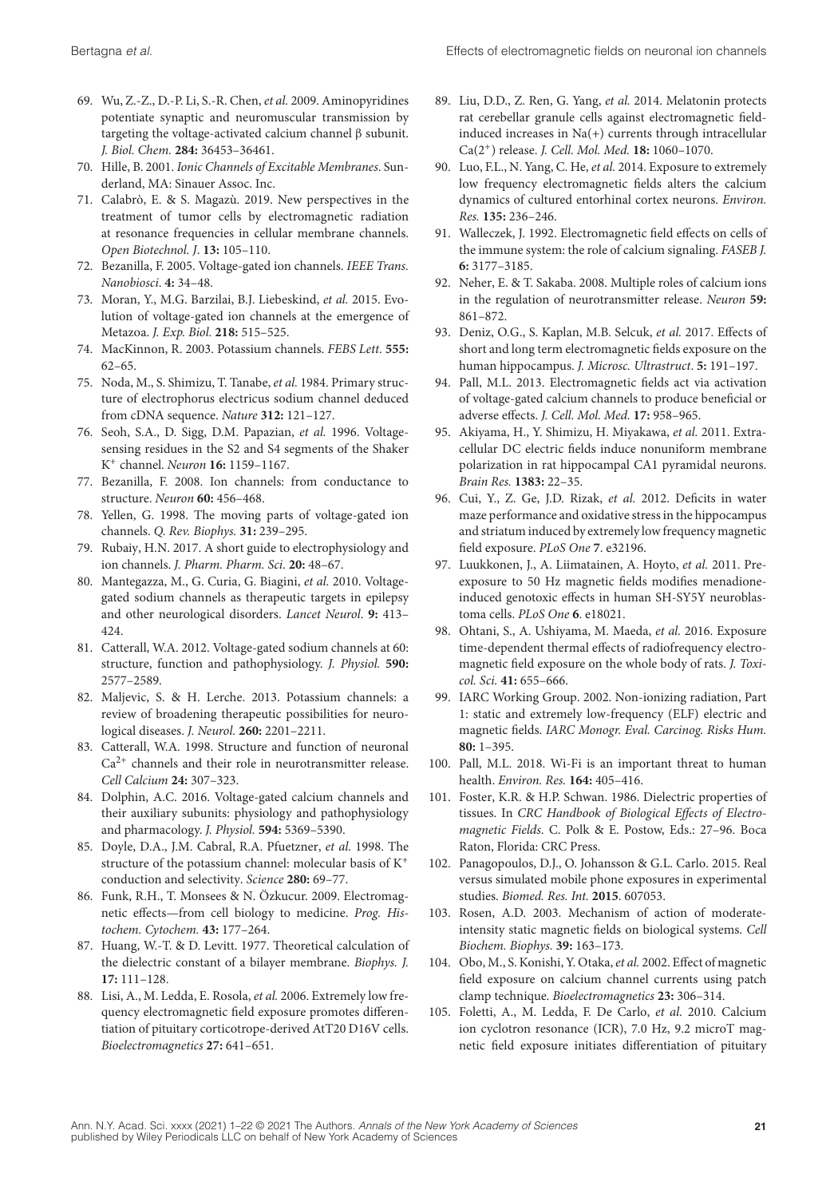69. Wu, Z.-Z., D.-P. Li, S.-R. Chen, *et al.* 2009. Aminopyridines potentiate synaptic and neuromuscular transmission by targeting the voltage-activated calcium channel β subunit. *J. Biol. Chem.* **284:** 36453–36461.
70. Hille, B. 2001. *Ionic Channels of Excitable Membranes*. Sunderland, MA: Sinauer Assoc. Inc.
71. Calabrò, E. & S. Magazù. 2019. New perspectives in the treatment of tumor cells by electromagnetic radiation at resonance frequencies in cellular membrane channels. *Open Biotechnol. J.* **13:** 105–110.
72. Bezanilla, F. 2005. Voltage-gated ion channels. *IEEE Trans. Nanobiosci.* **4:** 34–48.
73. Moran, Y., M.G. Barzilai, B.J. Liebeskind, *et al.* 2015. Evolution of voltage-gated ion channels at the emergence of Metazoa. *J. Exp. Biol.* **218:** 515–525.
74. MacKinnon, R. 2003. Potassium channels. *FEBS Lett.* **555:** 62–65.
75. Noda, M., S. Shimizu, T. Tanabe, *et al.* 1984. Primary structure of electrophorus electricus sodium channel deduced from cDNA sequence. *Nature* **312:** 121–127.
76. Seoh, S.A., D. Sigg, D.M. Papazian, *et al.* 1996. Voltage-sensing residues in the S2 and S4 segments of the Shaker $K^+$ channel. *Neuron* **16:** 1159–1167.
77. Bezanilla, F. 2008. Ion channels: from conductance to structure. *Neuron* **60:** 456–468.
78. Yellen, G. 1998. The moving parts of voltage-gated ion channels. *Q. Rev. Biophys.* **31:** 239–295.
79. Rubaiy, H.N. 2017. A short guide to electrophysiology and ion channels. *J. Pharm. Pharm. Sci.* **20:** 48–67.
80. Mantegazza, M., G. Curia, G. Biagini, *et al.* 2010. Voltage-gated sodium channels as therapeutic targets in epilepsy and other neurological disorders. *Lancet Neurol.* **9:** 413–424.
81. Catterall, W.A. 2012. Voltage-gated sodium channels at 60: structure, function and pathophysiology. *J. Physiol.* **590:** 2577–2589.
82. Maljevic, S. & H. Lerche. 2013. Potassium channels: a review of broadening therapeutic possibilities for neurological diseases. *J. Neurol.* **260:** 2201–2211.
83. Catterall, W.A. 1998. Structure and function of neuronal $Ca^{2+}$ channels and their role in neurotransmitter release. *Cell Calcium* **24:** 307–323.
84. Dolphin, A.C. 2016. Voltage-gated calcium channels and their auxiliary subunits: physiology and pathophysiology and pharmacology. *J. Physiol.* **594:** 5369–5390.
85. Doyle, D.A., J.M. Cabral, R.A. Pfuetzner, *et al.* 1998. The structure of the potassium channel: molecular basis of $K^+$ conduction and selectivity. *Science* **280:** 69–77.
86. Funk, R.H., T. Monsees & N. Özkucur. 2009. Electromagnetic effects—from cell biology to medicine. *Prog. Histochem. Cytochem.* **43:** 177–264.
87. Huang, W.-T. & D. Levitt. 1977. Theoretical calculation of the dielectric constant of a bilayer membrane. *Biophys. J.* **17:** 111–128.
88. Lisi, A., M. Ledda, E. Rosola, *et al.* 2006. Extremely low frequency electromagnetic field exposure promotes differentiation of pituitary corticotrope-derived AtT20 D16V cells. *Bioelectromagnetics* **27:** 641–651.
89. Liu, D.D., Z. Ren, G. Yang, *et al.* 2014. Melatonin protects rat cerebellar granule cells against electromagnetic field-induced increases in Na(+) currents through intracellular $Ca(2^+)$ release. *J. Cell. Mol. Med.* **18:** 1060–1070.
90. Luo, F.L., N. Yang, C. He, *et al.* 2014. Exposure to extremely low frequency electromagnetic fields alters the calcium dynamics of cultured entorhinal cortex neurons. *Environ. Res.* **135:** 236–246.
91. Walleczek, J. 1992. Electromagnetic field effects on cells of the immune system: the role of calcium signaling. *FASEB J.* **6:** 3177–3185.
92. Neher, E. & T. Sakaba. 2008. Multiple roles of calcium ions in the regulation of neurotransmitter release. *Neuron* **59:** 861–872.
93. Deniz, O.G., S. Kaplan, M.B. Selcuk, *et al.* 2017. Effects of short and long term electromagnetic fields exposure on the human hippocampus. *J. Microsc. Ultrastruct.* **5:** 191–197.
94. Pall, M.L. 2013. Electromagnetic fields act via activation of voltage-gated calcium channels to produce beneficial or adverse effects. *J. Cell. Mol. Med.* **17:** 958–965.
95. Akiyama, H., Y. Shimizu, H. Miyakawa, *et al.* 2011. Extracellular DC electric fields induce nonuniform membrane polarization in rat hippocampal CA1 pyramidal neurons. *Brain Res.* **1383:** 22–35.
96. Cui, Y., Z. Ge, J.D. Rizak, *et al.* 2012. Deficits in water maze performance and oxidative stress in the hippocampus and striatum induced by extremely low frequency magnetic field exposure. *PLoS One* **7**. e32196.
97. Luukkonen, J., A. Liimatainen, A. Hoyto, *et al.* 2011. Pre-exposure to 50 Hz magnetic fields modifies menadione-induced genotoxic effects in human SH-SY5Y neuroblastoma cells. *PLoS One* **6**. e18021.
98. Ohtani, S., A. Ushiyama, M. Maeda, *et al.* 2016. Exposure time-dependent thermal effects of radiofrequency electromagnetic field exposure on the whole body of rats. *J. Toxicol. Sci.* **41:** 655–666.
99. IARC Working Group. 2002. Non-ionizing radiation, Part 1: static and extremely low-frequency (ELF) electric and magnetic fields. *IARC Monogr. Eval. Carcinog. Risks Hum.* **80:** 1–395.
100. Pall, M.L. 2018. Wi-Fi is an important threat to human health. *Environ. Res.* **164:** 405–416.
101. Foster, K.R. & H.P. Schwan. 1986. Dielectric properties of tissues. In *CRC Handbook of Biological Effects of Electromagnetic Fields*. C. Polk & E. Postow, Eds.: 27–96. Boca Raton, Florida: CRC Press.
102. Panagopoulos, D.J., O. Johansson & G.L. Carlo. 2015. Real versus simulated mobile phone exposures in experimental studies. *Biomed. Res. Int.* **2015**. 607053.
103. Rosen, A.D. 2003. Mechanism of action of moderate-intensity static magnetic fields on biological systems. *Cell Biochem. Biophys.* **39:** 163–173.
104. Obo, M., S. Konishi, Y. Otaka, *et al.* 2002. Effect of magnetic field exposure on calcium channel currents using patch clamp technique. *Bioelectromagnetics* **23:** 306–314.
105. Foletti, A., M. Ledda, F. De Carlo, *et al.* 2010. Calcium ion cyclotron resonance (ICR), 7.0 Hz, 9.2 microT magnetic field exposure initiates differentiation of pituitary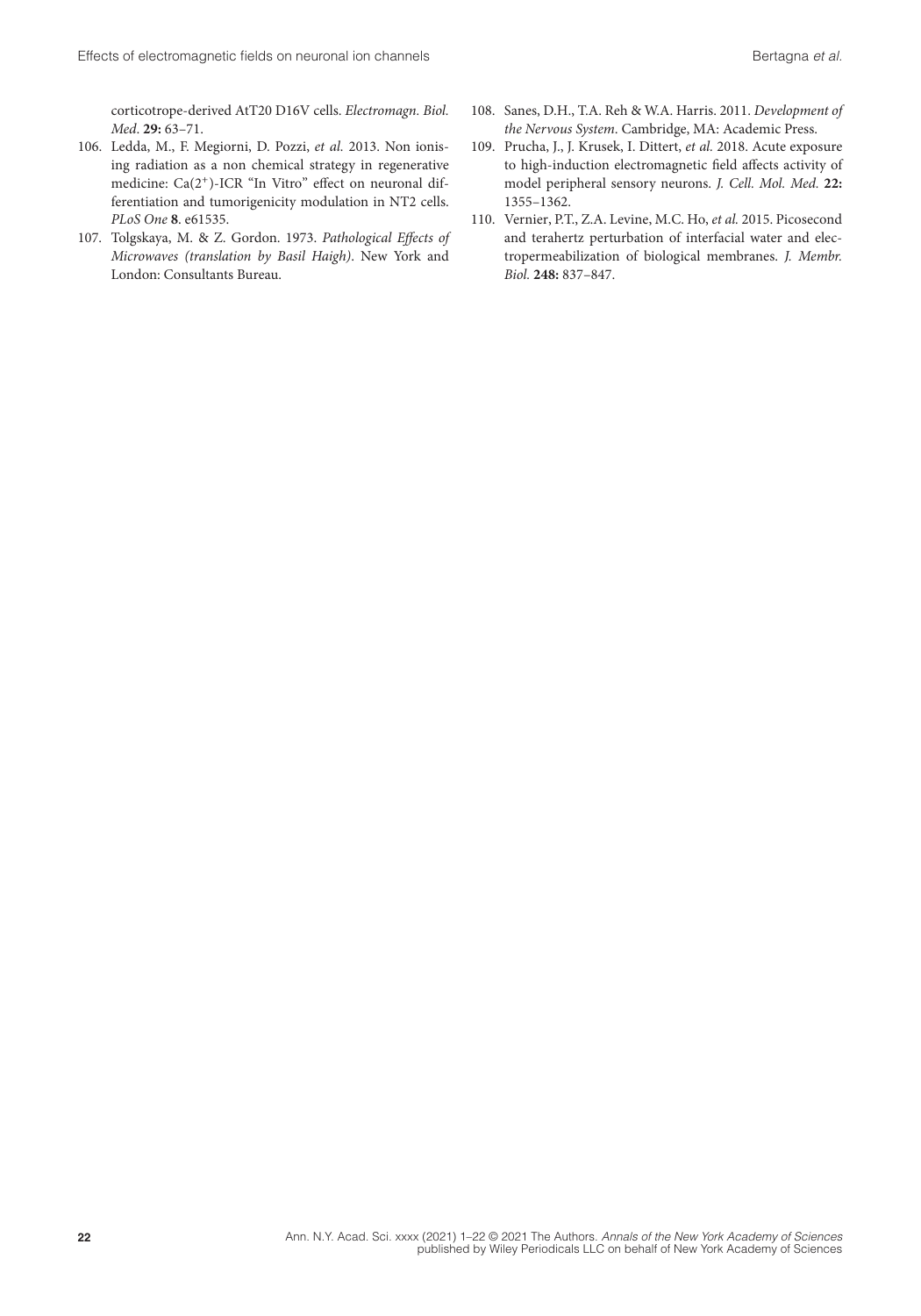corticotrope-derived AtT20 D16V cells. *Electromagn. Biol. Med*. **29:** 63–71.

106. Ledda, M., F. Megiorni, D. Pozzi, *et al.* 2013. Non ionising radiation as a non chemical strategy in regenerative medicine: Ca(2$^{+}$)-ICR "In Vitro" effect on neuronal differentiation and tumorigenicity modulation in NT2 cells. *PLoS One* **8**. e61535.
107. Tolgskaya, M. & Z. Gordon. 1973. *Pathological Effects of Microwaves (translation by Basil Haigh)*. New York and London: Consultants Bureau.
108. Sanes, D.H., T.A. Reh & W.A. Harris. 2011. *Development of the Nervous System*. Cambridge, MA: Academic Press.
109. Prucha, J., J. Krusek, I. Dittert, *et al.* 2018. Acute exposure to high-induction electromagnetic field affects activity of model peripheral sensory neurons. *J. Cell. Mol. Med.* **22:** 1355–1362.
110. Vernier, P.T., Z.A. Levine, M.C. Ho, *et al.* 2015. Picosecond and terahertz perturbation of interfacial water and electropermeabilization of biological membranes. *J. Membr. Biol.* **248:** 837–847.